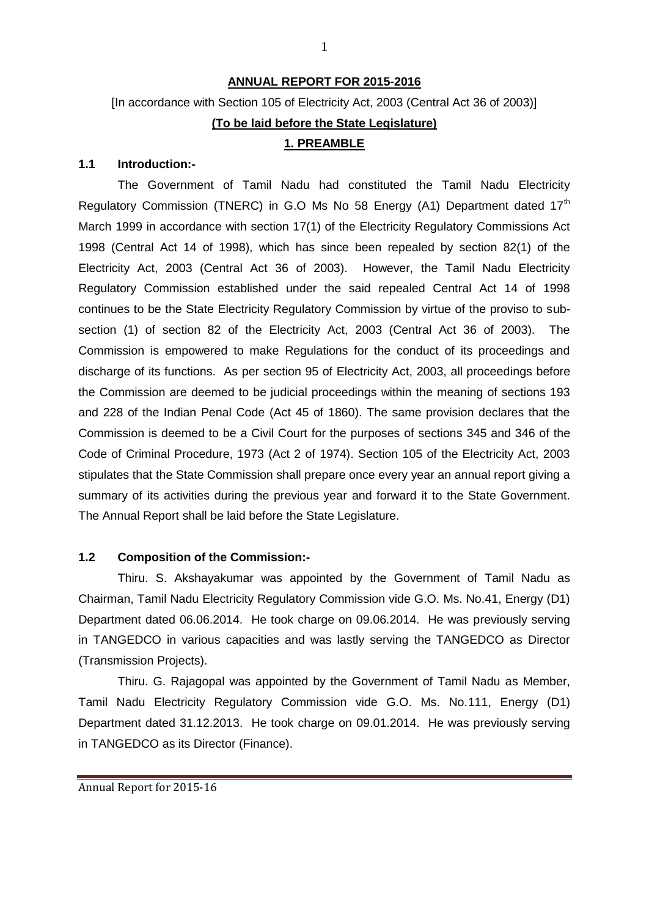# ANNUAL REPORT FOR 2015-2016

[In accordance with Section 105 of Electricity Act, 2003 (Central Act 36 of 2003)]

**(To be laid before the State Legislature)**

## 1. PREAMBLE

### 1.1 Introduction:-

The Government of Tamil Nadu had constituted the Tamil Nadu Electricity Regulatory Commission (TNERC) in G.O Ms No 58 Energy (A1) Department dated 17th March 1999 in accordance with section 17(1) of the Electricity Regulatory Commissions Act 1998 (Central Act 14 of 1998), which has since been repealed by section 82(1) of the Electricity Act, 2003 (Central Act 36 of 2003). However, the Tamil Nadu Electricity Regulatory Commission established under the said repealed Central Act 14 of 1998 continues to be the State Electricity Regulatory Commission by virtue of the proviso to sub-section (1) of section 82 of the Electricity Act, 2003 (Central Act 36 of 2003). The Commission is empowered to make Regulations for the conduct of its proceedings and discharge of its functions. As per section 95 of Electricity Act, 2003, all proceedings before the Commission are deemed to be judicial proceedings within the meaning of sections 193 and 228 of the Indian Penal Code (Act 45 of 1860). The same provision declares that the Commission is deemed to be a Civil Court for the purposes of sections 345 and 346 of the Code of Criminal Procedure, 1973 (Act 2 of 1974). Section 105 of the Electricity Act, 2003 stipulates that the State Commission shall prepare once every year an annual report giving a summary of its activities during the previous year and forward it to the State Government. The Annual Report shall be laid before the State Legislature.

### 1.2 Composition of the Commission:-

Thiru. S. Akshayakumar was appointed by the Government of Tamil Nadu as Chairman, Tamil Nadu Electricity Regulatory Commission vide G.O. Ms. No.41, Energy (D1) Department dated 06.06.2014. He took charge on 09.06.2014. He was previously serving in TANGEDCO in various capacities and was lastly serving the TANGEDCO as Director (Transmission Projects).

Thiru. G. Rajagopal was appointed by the Government of Tamil Nadu as Member, Tamil Nadu Electricity Regulatory Commission vide G.O. Ms. No.111, Energy (D1) Department dated 31.12.2013. He took charge on 09.01.2014. He was previously serving in TANGEDCO as its Director (Finance).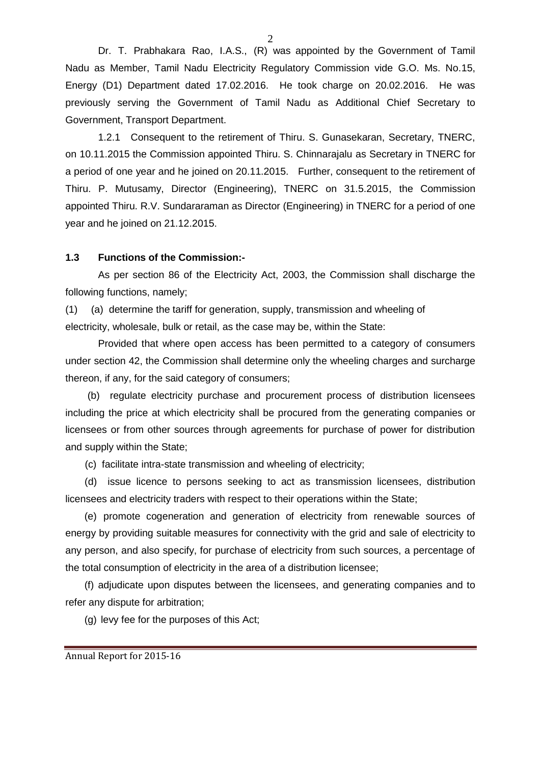Dr. T. Prabhakara Rao, I.A.S., (R) was appointed by the Government of Tamil Nadu as Member, Tamil Nadu Electricity Regulatory Commission vide G.O. Ms. No.15, Energy (D1) Department dated 17.02.2016. He took charge on 20.02.2016. He was previously serving the Government of Tamil Nadu as Additional Chief Secretary to Government, Transport Department.

1.2.1 Consequent to the retirement of Thiru. S. Gunasekaran, Secretary, TNERC, on 10.11.2015 the Commission appointed Thiru. S. Chinnarajalu as Secretary in TNERC for a period of one year and he joined on 20.11.2015. Further, consequent to the retirement of Thiru. P. Mutusamy, Director (Engineering), TNERC on 31.5.2015, the Commission appointed Thiru. R.V. Sundararaman as Director (Engineering) in TNERC for a period of one year and he joined on 21.12.2015.

**1.3 Functions of the Commission:-**

As per section 86 of the Electricity Act, 2003, the Commission shall discharge the following functions, namely;

(1) (a) determine the tariff for generation, supply, transmission and wheeling of electricity, wholesale, bulk or retail, as the case may be, within the State:

Provided that where open access has been permitted to a category of consumers under section 42, the Commission shall determine only the wheeling charges and surcharge thereon, if any, for the said category of consumers;

(b) regulate electricity purchase and procurement process of distribution licensees including the price at which electricity shall be procured from the generating companies or licensees or from other sources through agreements for purchase of power for distribution and supply within the State;

(c) facilitate intra-state transmission and wheeling of electricity;

(d) issue licence to persons seeking to act as transmission licensees, distribution licensees and electricity traders with respect to their operations within the State;

(e) promote cogeneration and generation of electricity from renewable sources of energy by providing suitable measures for connectivity with the grid and sale of electricity to any person, and also specify, for purchase of electricity from such sources, a percentage of the total consumption of electricity in the area of a distribution licensee;

(f) adjudicate upon disputes between the licensees, and generating companies and to refer any dispute for arbitration;

(g) levy fee for the purposes of this Act;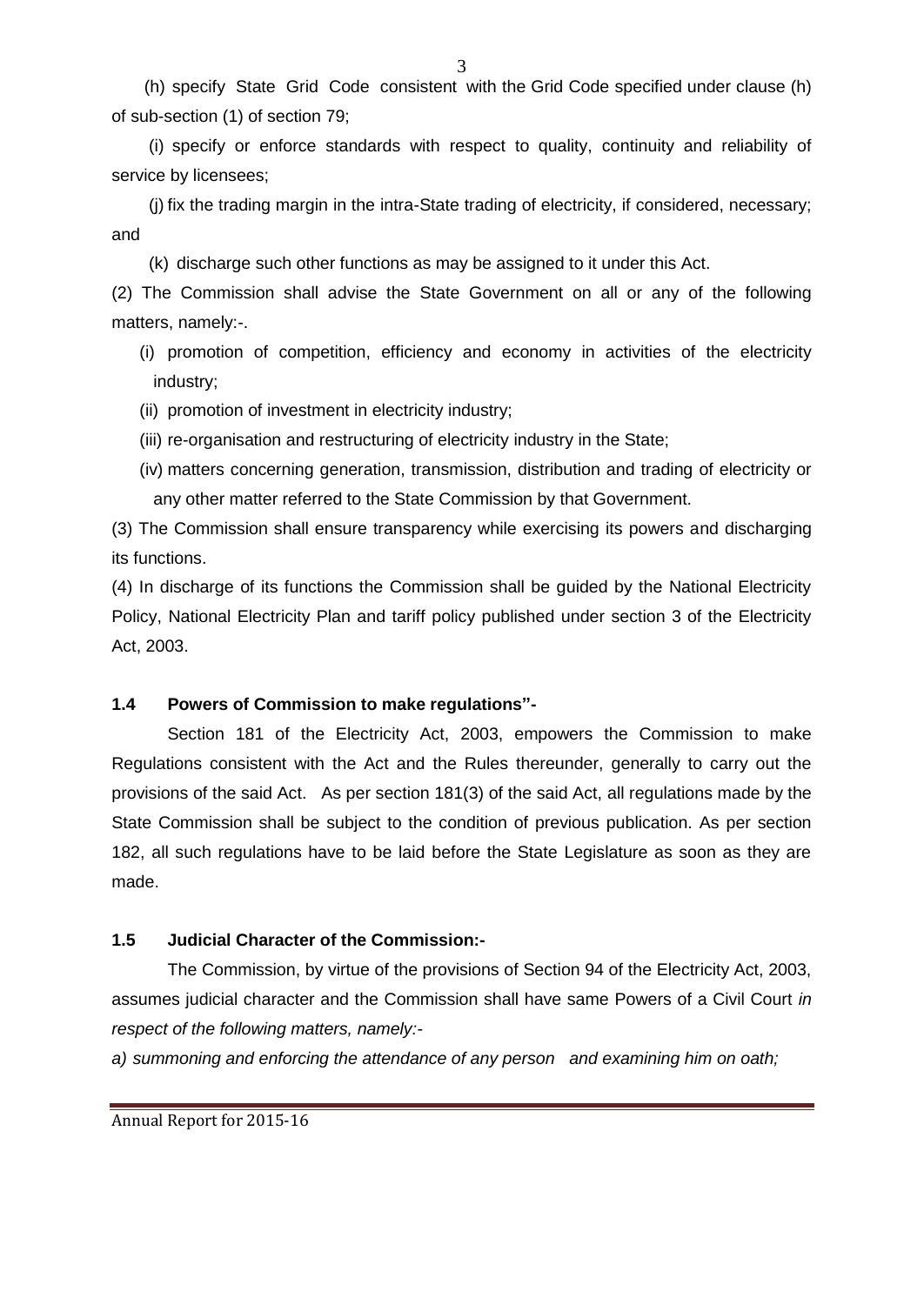(h) specify State Grid Code consistent with the Grid Code specified under clause (h) of sub-section (1) of section 79;

(i) specify or enforce standards with respect to quality, continuity and reliability of service by licensees;

(j) fix the trading margin in the intra-State trading of electricity, if considered, necessary; and

(k) discharge such other functions as may be assigned to it under this Act.

(2) The Commission shall advise the State Government on all or any of the following matters, namely:-.

(i) promotion of competition, efficiency and economy in activities of the electricity industry;

(ii) promotion of investment in electricity industry;

(iii) re-organisation and restructuring of electricity industry in the State;

(iv) matters concerning generation, transmission, distribution and trading of electricity or any other matter referred to the State Commission by that Government.

(3) The Commission shall ensure transparency while exercising its powers and discharging its functions.

(4) In discharge of its functions the Commission shall be guided by the National Electricity Policy, National Electricity Plan and tariff policy published under section 3 of the Electricity Act, 2003.

### 1.4 Powers of Commission to make regulations"-

Section 181 of the Electricity Act, 2003, empowers the Commission to make Regulations consistent with the Act and the Rules thereunder, generally to carry out the provisions of the said Act. As per section 181(3) of the said Act, all regulations made by the State Commission shall be subject to the condition of previous publication. As per section 182, all such regulations have to be laid before the State Legislature as soon as they are made.

### 1.5 Judicial Character of the Commission:-

The Commission, by virtue of the provisions of Section 94 of the Electricity Act, 2003, assumes judicial character and the Commission shall have same Powers of a Civil Court *in respect of the following matters, namely:-*

*a) summoning and enforcing the attendance of any person and examining him on oath;*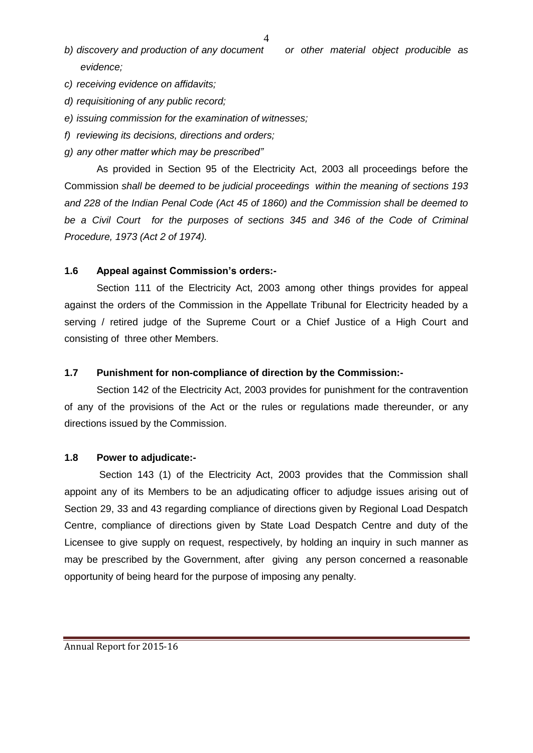*b) discovery and production of any document or other material object producible as evidence;*

*c) receiving evidence on affidavits;*

*d) requisitioning of any public record;*

*e) issuing commission for the examination of witnesses;*

*f) reviewing its decisions, directions and orders;*

*g) any other matter which may be prescribed"*

As provided in Section 95 of the Electricity Act, 2003 all proceedings before the Commission *shall be deemed to be judicial proceedings within the meaning of sections 193 and 228 of the Indian Penal Code (Act 45 of 1860) and the Commission shall be deemed to be a Civil Court for the purposes of sections 345 and 346 of the Code of Criminal Procedure, 1973 (Act 2 of 1974).*

### 1.6 Appeal against Commission's orders:-

Section 111 of the Electricity Act, 2003 among other things provides for appeal against the orders of the Commission in the Appellate Tribunal for Electricity headed by a serving / retired judge of the Supreme Court or a Chief Justice of a High Court and consisting of three other Members.

### 1.7 Punishment for non-compliance of direction by the Commission:-

Section 142 of the Electricity Act, 2003 provides for punishment for the contravention of any of the provisions of the Act or the rules or regulations made thereunder, or any directions issued by the Commission.

### 1.8 Power to adjudicate:-

Section 143 (1) of the Electricity Act, 2003 provides that the Commission shall appoint any of its Members to be an adjudicating officer to adjudge issues arising out of Section 29, 33 and 43 regarding compliance of directions given by Regional Load Despatch Centre, compliance of directions given by State Load Despatch Centre and duty of the Licensee to give supply on request, respectively, by holding an inquiry in such manner as may be prescribed by the Government, after giving any person concerned a reasonable opportunity of being heard for the purpose of imposing any penalty.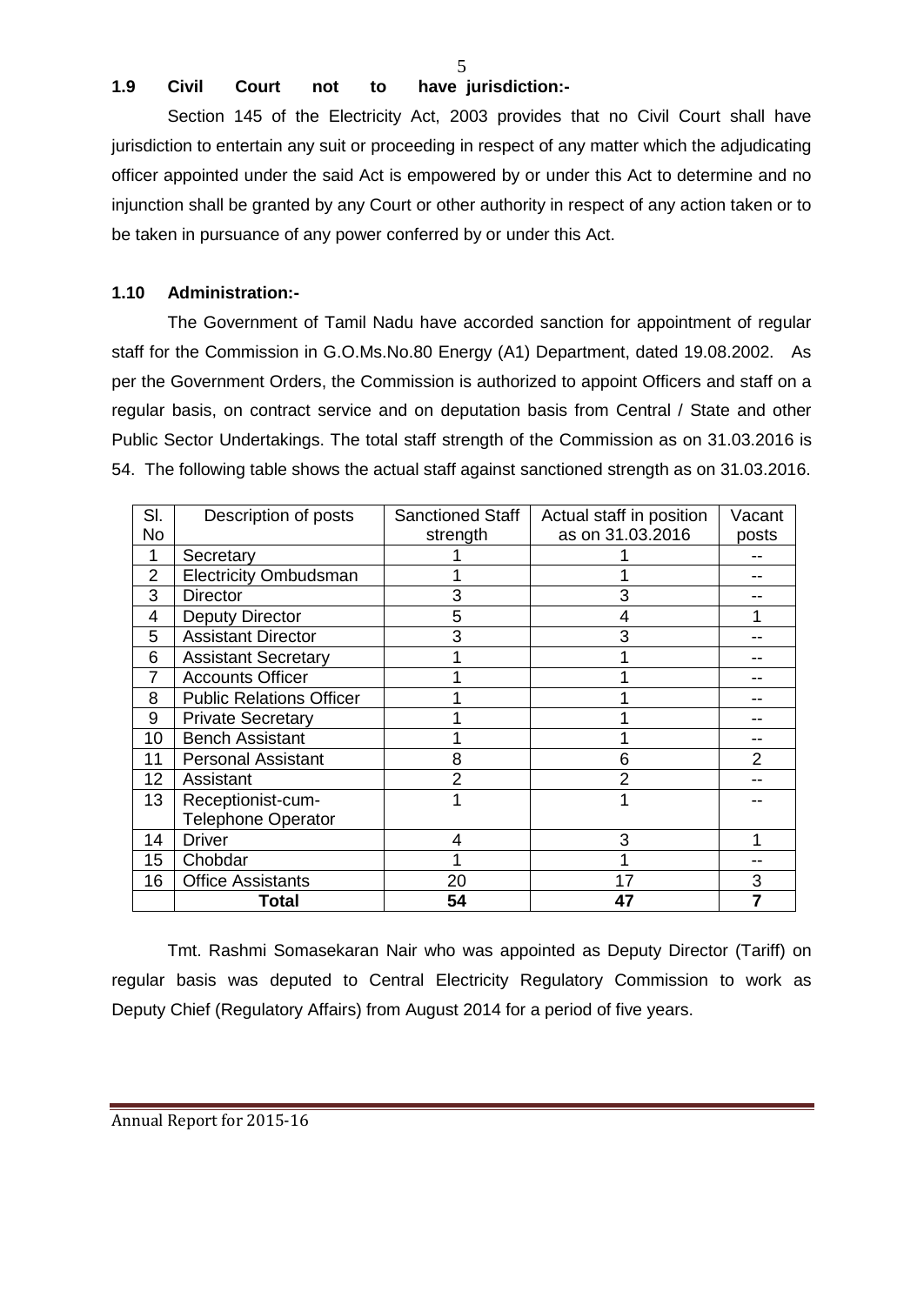### 1.9 Civil Court not to have jurisdiction:-

Section 145 of the Electricity Act, 2003 provides that no Civil Court shall have jurisdiction to entertain any suit or proceeding in respect of any matter which the adjudicating officer appointed under the said Act is empowered by or under this Act to determine and no injunction shall be granted by any Court or other authority in respect of any action taken or to be taken in pursuance of any power conferred by or under this Act.

### 1.10 Administration:-

The Government of Tamil Nadu have accorded sanction for appointment of regular staff for the Commission in G.O.Ms.No.80 Energy (A1) Department, dated 19.08.2002. As per the Government Orders, the Commission is authorized to appoint Officers and staff on a regular basis, on contract service and on deputation basis from Central / State and other Public Sector Undertakings. The total staff strength of the Commission as on 31.03.2016 is 54. The following table shows the actual staff against sanctioned strength as on 31.03.2016.

| Sl. No | Description of posts | Sanctioned Staff strength | Actual staff in position as on 31.03.2016 | Vacant posts |
|---|---|---|---|---|
| 1 | Secretary | 1 | 1 | -- |
| 2 | Electricity Ombudsman | 1 | 1 | -- |
| 3 | Director | 3 | 3 | -- |
| 4 | Deputy Director | 5 | 4 | 1 |
| 5 | Assistant Director | 3 | 3 | -- |
| 6 | Assistant Secretary | 1 | 1 | -- |
| 7 | Accounts Officer | 1 | 1 | -- |
| 8 | Public Relations Officer | 1 | 1 | -- |
| 9 | Private Secretary | 1 | 1 | -- |
| 10 | Bench Assistant | 1 | 1 | -- |
| 11 | Personal Assistant | 8 | 6 | 2 |
| 12 | Assistant | 2 | 2 | -- |
| 13 | Receptionist-cum-Telephone Operator | 1 | 1 | -- |
| 14 | Driver | 4 | 3 | 1 |
| 15 | Chobdar | 1 | 1 | -- |
| 16 | Office Assistants | 20 | 17 | 3 |
| | **Total** | **54** | **47** | **7** |

Tmt. Rashmi Somasekaran Nair who was appointed as Deputy Director (Tariff) on regular basis was deputed to Central Electricity Regulatory Commission to work as Deputy Chief (Regulatory Affairs) from August 2014 for a period of five years.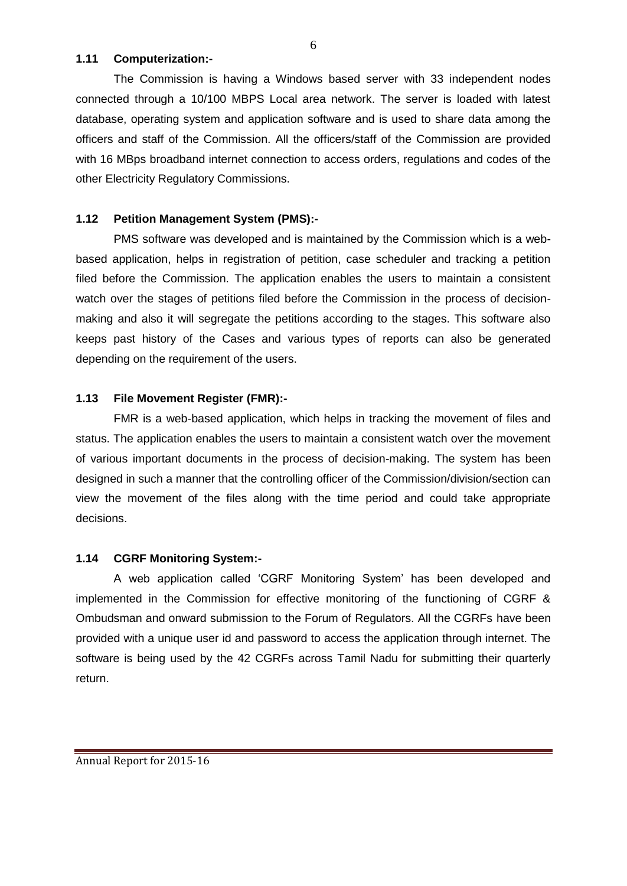### 1.11 Computerization:-

The Commission is having a Windows based server with 33 independent nodes connected through a 10/100 MBPS Local area network. The server is loaded with latest database, operating system and application software and is used to share data among the officers and staff of the Commission. All the officers/staff of the Commission are provided with 16 MBps broadband internet connection to access orders, regulations and codes of the other Electricity Regulatory Commissions.

### 1.12 Petition Management System (PMS):-

PMS software was developed and is maintained by the Commission which is a web-based application, helps in registration of petition, case scheduler and tracking a petition filed before the Commission. The application enables the users to maintain a consistent watch over the stages of petitions filed before the Commission in the process of decision-making and also it will segregate the petitions according to the stages. This software also keeps past history of the Cases and various types of reports can also be generated depending on the requirement of the users.

### 1.13 File Movement Register (FMR):-

FMR is a web-based application, which helps in tracking the movement of files and status. The application enables the users to maintain a consistent watch over the movement of various important documents in the process of decision-making. The system has been designed in such a manner that the controlling officer of the Commission/division/section can view the movement of the files along with the time period and could take appropriate decisions.

### 1.14 CGRF Monitoring System:-

A web application called 'CGRF Monitoring System' has been developed and implemented in the Commission for effective monitoring of the functioning of CGRF & Ombudsman and onward submission to the Forum of Regulators. All the CGRFs have been provided with a unique user id and password to access the application through internet. The software is being used by the 42 CGRFs across Tamil Nadu for submitting their quarterly return.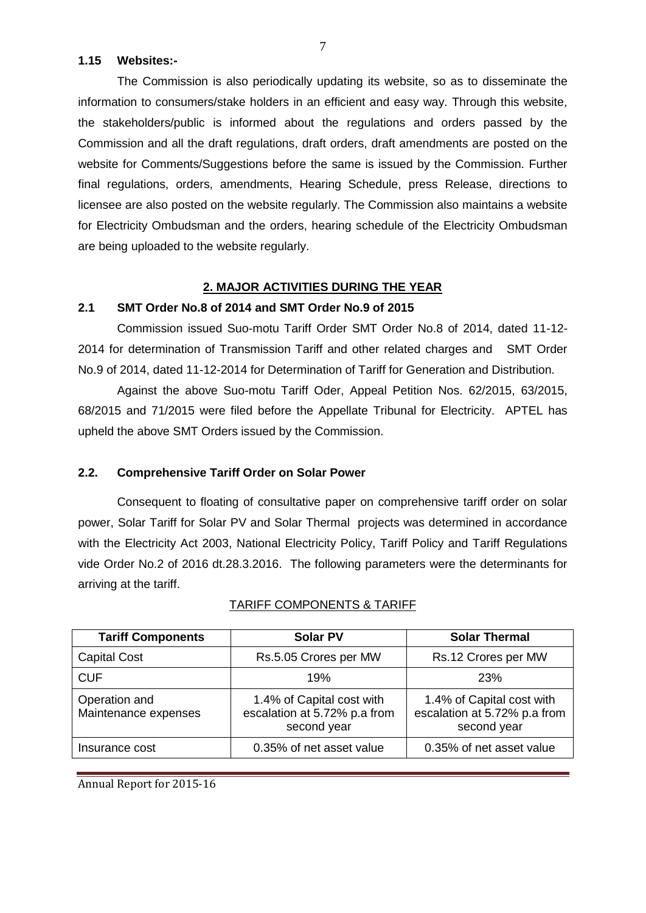### 1.15 Websites:-

The Commission is also periodically updating its website, so as to disseminate the information to consumers/stake holders in an efficient and easy way. Through this website, the stakeholders/public is informed about the regulations and orders passed by the Commission and all the draft regulations, draft orders, draft amendments are posted on the website for Comments/Suggestions before the same is issued by the Commission. Further final regulations, orders, amendments, Hearing Schedule, press Release, directions to licensee are also posted on the website regularly. The Commission also maintains a website for Electricity Ombudsman and the orders, hearing schedule of the Electricity Ombudsman are being uploaded to the website regularly.

## 2. MAJOR ACTIVITIES DURING THE YEAR

### 2.1 SMT Order No.8 of 2014 and SMT Order No.9 of 2015

Commission issued Suo-motu Tariff Order SMT Order No.8 of 2014, dated 11-12-2014 for determination of Transmission Tariff and other related charges and SMT Order No.9 of 2014, dated 11-12-2014 for Determination of Tariff for Generation and Distribution.

Against the above Suo-motu Tariff Oder, Appeal Petition Nos. 62/2015, 63/2015, 68/2015 and 71/2015 were filed before the Appellate Tribunal for Electricity. APTEL has upheld the above SMT Orders issued by the Commission.

### 2.2. Comprehensive Tariff Order on Solar Power

Consequent to floating of consultative paper on comprehensive tariff order on solar power, Solar Tariff for Solar PV and Solar Thermal projects was determined in accordance with the Electricity Act 2003, National Electricity Policy, Tariff Policy and Tariff Regulations vide Order No.2 of 2016 dt.28.3.2016. The following parameters were the determinants for arriving at the tariff.

TARIFF COMPONENTS & TARIFF

| Tariff Components | Solar PV | Solar Thermal |
|---|---|---|
| Capital Cost | Rs.5.05 Crores per MW | Rs.12 Crores per MW |
| CUF | 19% | 23% |
| Operation and Maintenance expenses | 1.4% of Capital cost with escalation at 5.72% p.a from second year | 1.4% of Capital cost with escalation at 5.72% p.a from second year |
| Insurance cost | 0.35% of net asset value | 0.35% of net asset value |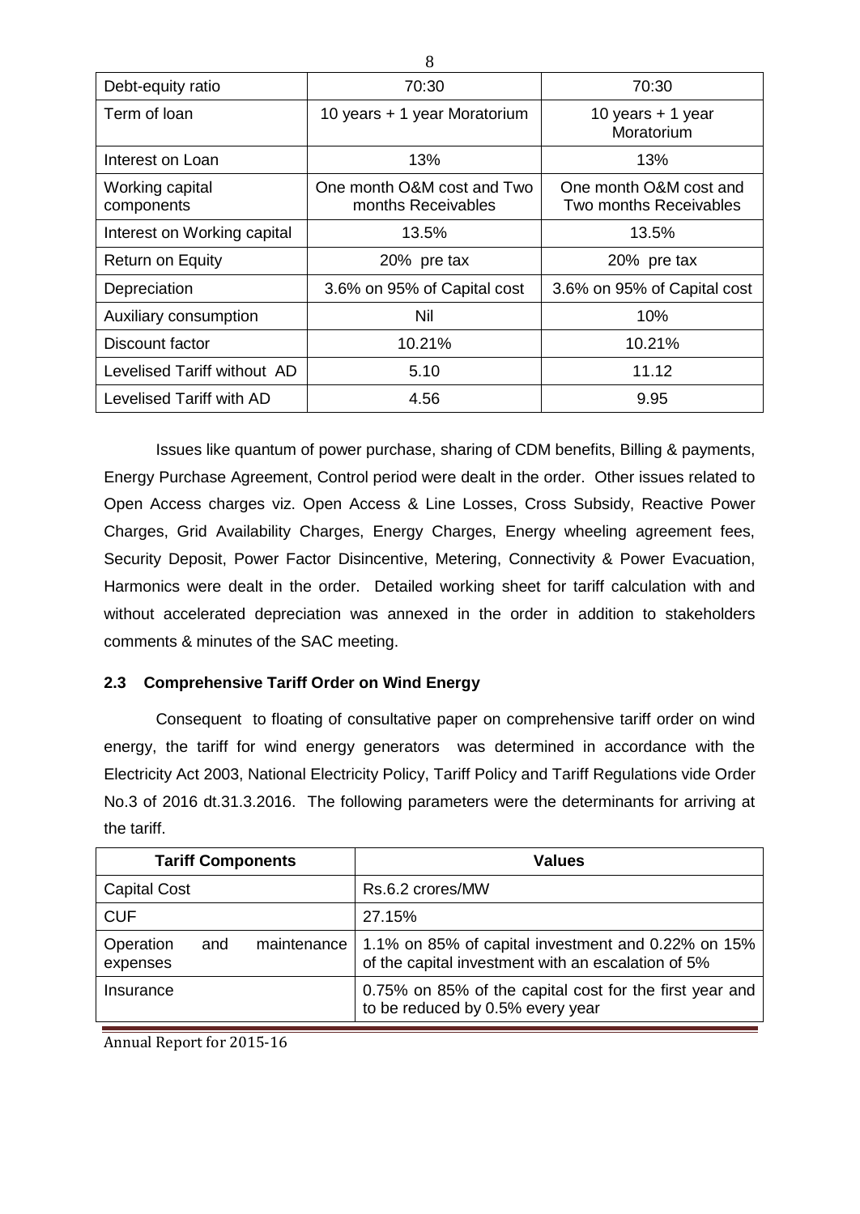| Debt-equity ratio | 70:30 | 70:30 |
|---|---|---|
| Term of loan | 10 years + 1 year Moratorium | 10 years + 1 year Moratorium |
| Interest on Loan | 13% | 13% |
| Working capital components | One month O&M cost and Two months Receivables | One month O&M cost and Two months Receivables |
| Interest on Working capital | 13.5% | 13.5% |
| Return on Equity | 20% pre tax | 20% pre tax |
| Depreciation | 3.6% on 95% of Capital cost | 3.6% on 95% of Capital cost |
| Auxiliary consumption | Nil | 10% |
| Discount factor | 10.21% | 10.21% |
| Levelised Tariff without AD | 5.10 | 11.12 |
| Levelised Tariff with AD | 4.56 | 9.95 |

Issues like quantum of power purchase, sharing of CDM benefits, Billing & payments, Energy Purchase Agreement, Control period were dealt in the order. Other issues related to Open Access charges viz. Open Access & Line Losses, Cross Subsidy, Reactive Power Charges, Grid Availability Charges, Energy Charges, Energy wheeling agreement fees, Security Deposit, Power Factor Disincentive, Metering, Connectivity & Power Evacuation, Harmonics were dealt in the order. Detailed working sheet for tariff calculation with and without accelerated depreciation was annexed in the order in addition to stakeholders comments & minutes of the SAC meeting.

### 2.3 Comprehensive Tariff Order on Wind Energy

Consequent to floating of consultative paper on comprehensive tariff order on wind energy, the tariff for wind energy generators was determined in accordance with the Electricity Act 2003, National Electricity Policy, Tariff Policy and Tariff Regulations vide Order No.3 of 2016 dt.31.3.2016. The following parameters were the determinants for arriving at the tariff.

| Tariff Components | Values |
|---|---|
| Capital Cost | Rs.6.2 crores/MW |
| CUF | 27.15% |
| Operation and maintenance expenses | 1.1% on 85% of capital investment and 0.22% on 15% of the capital investment with an escalation of 5% |
| Insurance | 0.75% on 85% of the capital cost for the first year and to be reduced by 0.5% every year |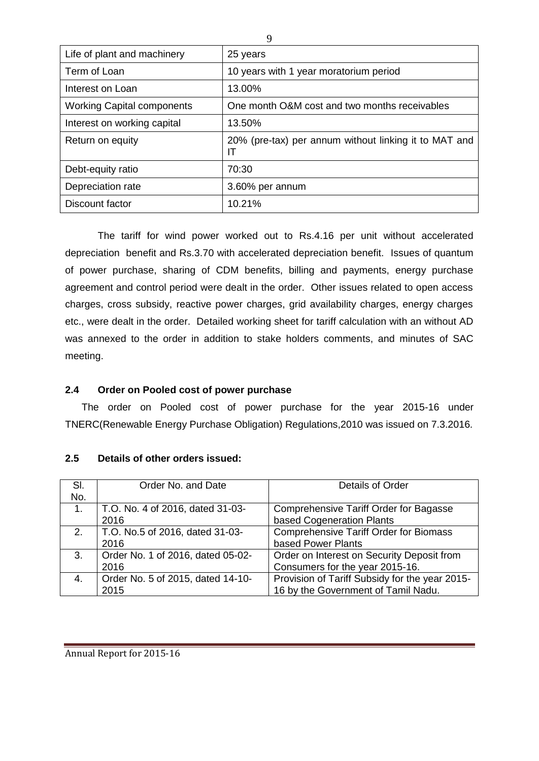| Life of plant and machinery | 25 years |
| --- | --- |
| Term of Loan | 10 years with 1 year moratorium period |
| Interest on Loan | 13.00% |
| Working Capital components | One month O&M cost and two months receivables |
| Interest on working capital | 13.50% |
| Return on equity | 20% (pre-tax) per annum without linking it to MAT and IT |
| Debt-equity ratio | 70:30 |
| Depreciation rate | 3.60% per annum |
| Discount factor | 10.21% |

The tariff for wind power worked out to Rs.4.16 per unit without accelerated depreciation benefit and Rs.3.70 with accelerated depreciation benefit. Issues of quantum of power purchase, sharing of CDM benefits, billing and payments, energy purchase agreement and control period were dealt in the order. Other issues related to open access charges, cross subsidy, reactive power charges, grid availability charges, energy charges etc., were dealt in the order. Detailed working sheet for tariff calculation with an without AD was annexed to the order in addition to stake holders comments, and minutes of SAC meeting.

## 2.4 Order on Pooled cost of power purchase

The order on Pooled cost of power purchase for the year 2015-16 under TNERC(Renewable Energy Purchase Obligation) Regulations,2010 was issued on 7.3.2016.

## 2.5 Details of other orders issued:

| Sl. No. | Order No. and Date | Details of Order |
| --- | --- | --- |
| 1. | T.O. No. 4 of 2016, dated 31-03-2016 | Comprehensive Tariff Order for Bagasse based Cogeneration Plants |
| 2. | T.O. No.5 of 2016, dated 31-03-2016 | Comprehensive Tariff Order for Biomass based Power Plants |
| 3. | Order No. 1 of 2016, dated 05-02-2016 | Order on Interest on Security Deposit from Consumers for the year 2015-16. |
| 4. | Order No. 5 of 2015, dated 14-10-2015 | Provision of Tariff Subsidy for the year 2015-16 by the Government of Tamil Nadu. |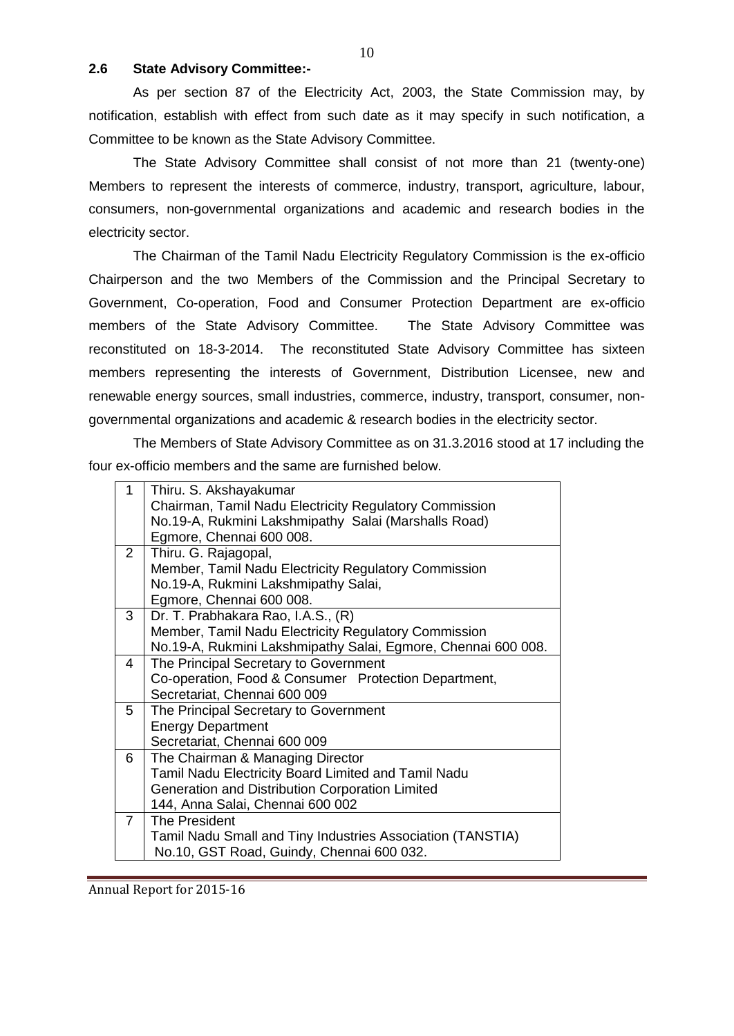### 2.6 State Advisory Committee:-

As per section 87 of the Electricity Act, 2003, the State Commission may, by notification, establish with effect from such date as it may specify in such notification, a Committee to be known as the State Advisory Committee.

The State Advisory Committee shall consist of not more than 21 (twenty-one) Members to represent the interests of commerce, industry, transport, agriculture, labour, consumers, non-governmental organizations and academic and research bodies in the electricity sector.

The Chairman of the Tamil Nadu Electricity Regulatory Commission is the ex-officio Chairperson and the two Members of the Commission and the Principal Secretary to Government, Co-operation, Food and Consumer Protection Department are ex-officio members of the State Advisory Committee. The State Advisory Committee was reconstituted on 18-3-2014. The reconstituted State Advisory Committee has sixteen members representing the interests of Government, Distribution Licensee, new and renewable energy sources, small industries, commerce, industry, transport, consumer, non-governmental organizations and academic & research bodies in the electricity sector.

The Members of State Advisory Committee as on 31.3.2016 stood at 17 including the four ex-officio members and the same are furnished below.

| | |
|---|---|
| 1 | Thiru. S. Akshayakumar<br>Chairman, Tamil Nadu Electricity Regulatory Commission<br>No.19-A, Rukmini Lakshmipathy Salai (Marshalls Road)<br>Egmore, Chennai 600 008. |
| 2 | Thiru. G. Rajagopal,<br>Member, Tamil Nadu Electricity Regulatory Commission<br>No.19-A, Rukmini Lakshmipathy Salai,<br>Egmore, Chennai 600 008. |
| 3 | Dr. T. Prabhakara Rao, I.A.S., (R)<br>Member, Tamil Nadu Electricity Regulatory Commission<br>No.19-A, Rukmini Lakshmipathy Salai, Egmore, Chennai 600 008. |
| 4 | The Principal Secretary to Government<br>Co-operation, Food & Consumer Protection Department,<br>Secretariat, Chennai 600 009 |
| 5 | The Principal Secretary to Government<br>Energy Department<br>Secretariat, Chennai 600 009 |
| 6 | The Chairman & Managing Director<br>Tamil Nadu Electricity Board Limited and Tamil Nadu<br>Generation and Distribution Corporation Limited<br>144, Anna Salai, Chennai 600 002 |
| 7 | The President<br>Tamil Nadu Small and Tiny Industries Association (TANSTIA)<br>No.10, GST Road, Guindy, Chennai 600 032. |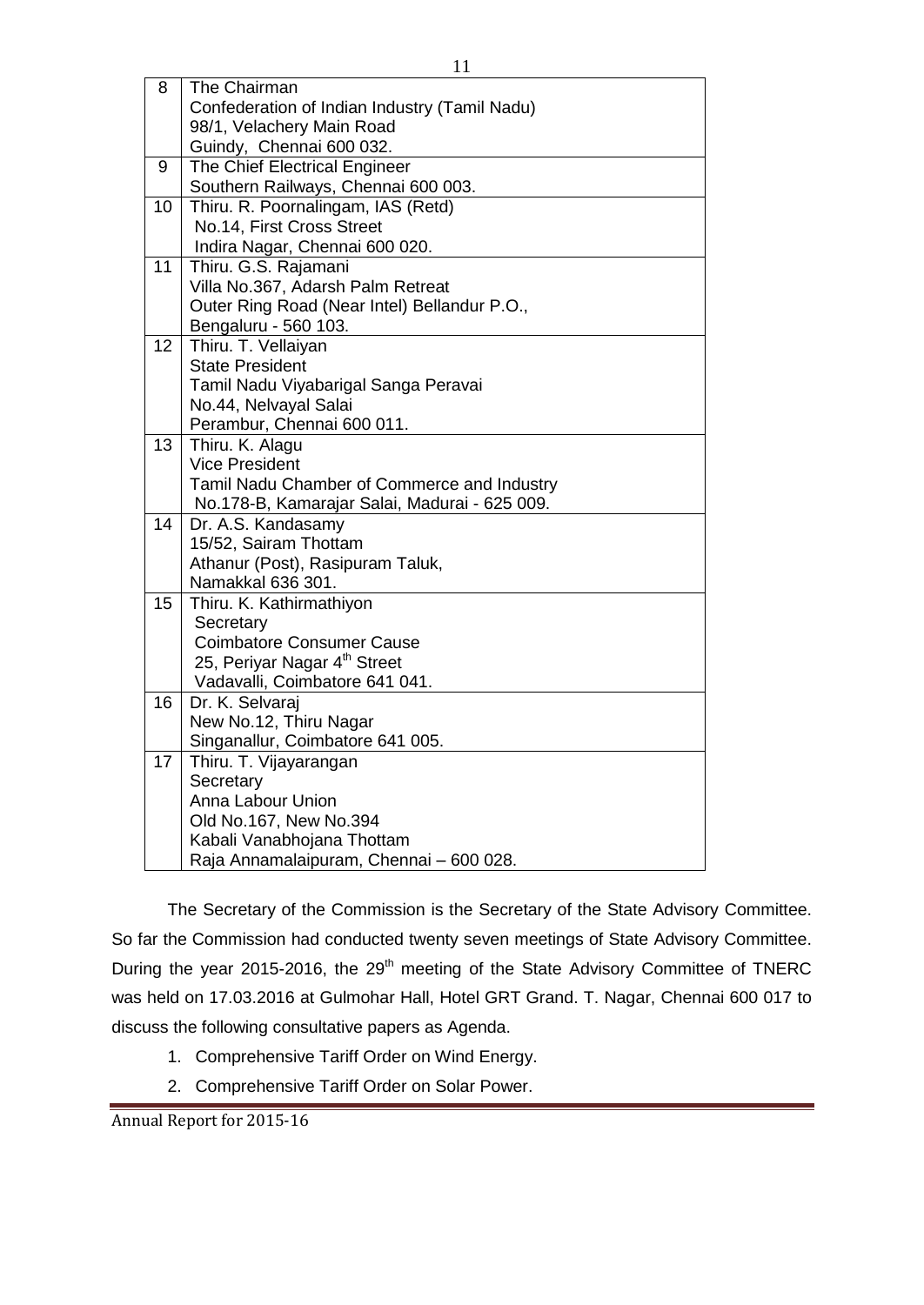| | |
|---|---|
| 8 | The Chairman<br>Confederation of Indian Industry (Tamil Nadu)<br>98/1, Velachery Main Road<br>Guindy, Chennai 600 032. |
| 9 | The Chief Electrical Engineer<br>Southern Railways, Chennai 600 003. |
| 10 | Thiru. R. Poornalingam, IAS (Retd)<br>No.14, First Cross Street<br>Indira Nagar, Chennai 600 020. |
| 11 | Thiru. G.S. Rajamani<br>Villa No.367, Adarsh Palm Retreat<br>Outer Ring Road (Near Intel) Bellandur P.O.,<br>Bengaluru - 560 103. |
| 12 | Thiru. T. Vellaiyan<br>State President<br>Tamil Nadu Viyabarigal Sanga Peravai<br>No.44, Nelvayal Salai<br>Perambur, Chennai 600 011. |
| 13 | Thiru. K. Alagu<br>Vice President<br>Tamil Nadu Chamber of Commerce and Industry<br>No.178-B, Kamarajar Salai, Madurai - 625 009. |
| 14 | Dr. A.S. Kandasamy<br>15/52, Sairam Thottam<br>Athanur (Post), Rasipuram Taluk,<br>Namakkal 636 301. |
| 15 | Thiru. K. Kathirmathiyon<br>Secretary<br>Coimbatore Consumer Cause<br>25, Periyar Nagar 4th Street<br>Vadavalli, Coimbatore 641 041. |
| 16 | Dr. K. Selvaraj<br>New No.12, Thiru Nagar<br>Singanallur, Coimbatore 641 005. |
| 17 | Thiru. T. Vijayarangan<br>Secretary<br>Anna Labour Union<br>Old No.167, New No.394<br>Kabali Vanabhojana Thottam<br>Raja Annamalaipuram, Chennai – 600 028. |

The Secretary of the Commission is the Secretary of the State Advisory Committee. So far the Commission had conducted twenty seven meetings of State Advisory Committee. During the year 2015-2016, the 29th meeting of the State Advisory Committee of TNERC was held on 17.03.2016 at Gulmohar Hall, Hotel GRT Grand. T. Nagar, Chennai 600 017 to discuss the following consultative papers as Agenda.

1. Comprehensive Tariff Order on Wind Energy.
2. Comprehensive Tariff Order on Solar Power.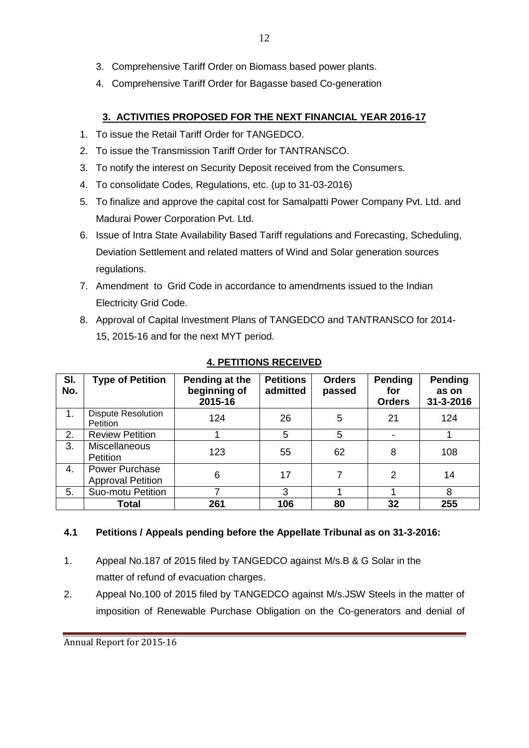3. Comprehensive Tariff Order on Biomass based power plants.
4. Comprehensive Tariff Order for Bagasse based Co-generation

## 3. ACTIVITIES PROPOSED FOR THE NEXT FINANCIAL YEAR 2016-17

1. To issue the Retail Tariff Order for TANGEDCO.
2. To issue the Transmission Tariff Order for TANTRANSCO.
3. To notify the interest on Security Deposit received from the Consumers.
4. To consolidate Codes, Regulations, etc. (up to 31-03-2016)
5. To finalize and approve the capital cost for Samalpatti Power Company Pvt. Ltd. and Madurai Power Corporation Pvt. Ltd.
6. Issue of Intra State Availability Based Tariff regulations and Forecasting, Scheduling, Deviation Settlement and related matters of Wind and Solar generation sources regulations.
7. Amendment to Grid Code in accordance to amendments issued to the Indian Electricity Grid Code.
8. Approval of Capital Investment Plans of TANGEDCO and TANTRANSCO for 2014-15, 2015-16 and for the next MYT period.

## 4. PETITIONS RECEIVED

| Sl. No. | Type of Petition | Pending at the beginning of 2015-16 | Petitions admitted | Orders passed | Pending for Orders | Pending as on 31-3-2016 |
|---|---|---|---|---|---|---|
| 1. | Dispute Resolution Petition | 124 | 26 | 5 | 21 | 124 |
| 2. | Review Petition | 1 | 5 | 5 | - | 1 |
| 3. | Miscellaneous Petition | 123 | 55 | 62 | 8 | 108 |
| 4. | Power Purchase Approval Petition | 6 | 17 | 7 | 2 | 14 |
| 5. | Suo-motu Petition | 7 | 3 | 1 | 1 | 8 |
| | **Total** | **261** | **106** | **80** | **32** | **255** |

### 4.1 Petitions / Appeals pending before the Appellate Tribunal as on 31-3-2016:

1. Appeal No.187 of 2015 filed by TANGEDCO against M/s.B & G Solar in the matter of refund of evacuation charges.
2. Appeal No.100 of 2015 filed by TANGEDCO against M/s.JSW Steels in the matter of imposition of Renewable Purchase Obligation on the Co-generators and denial of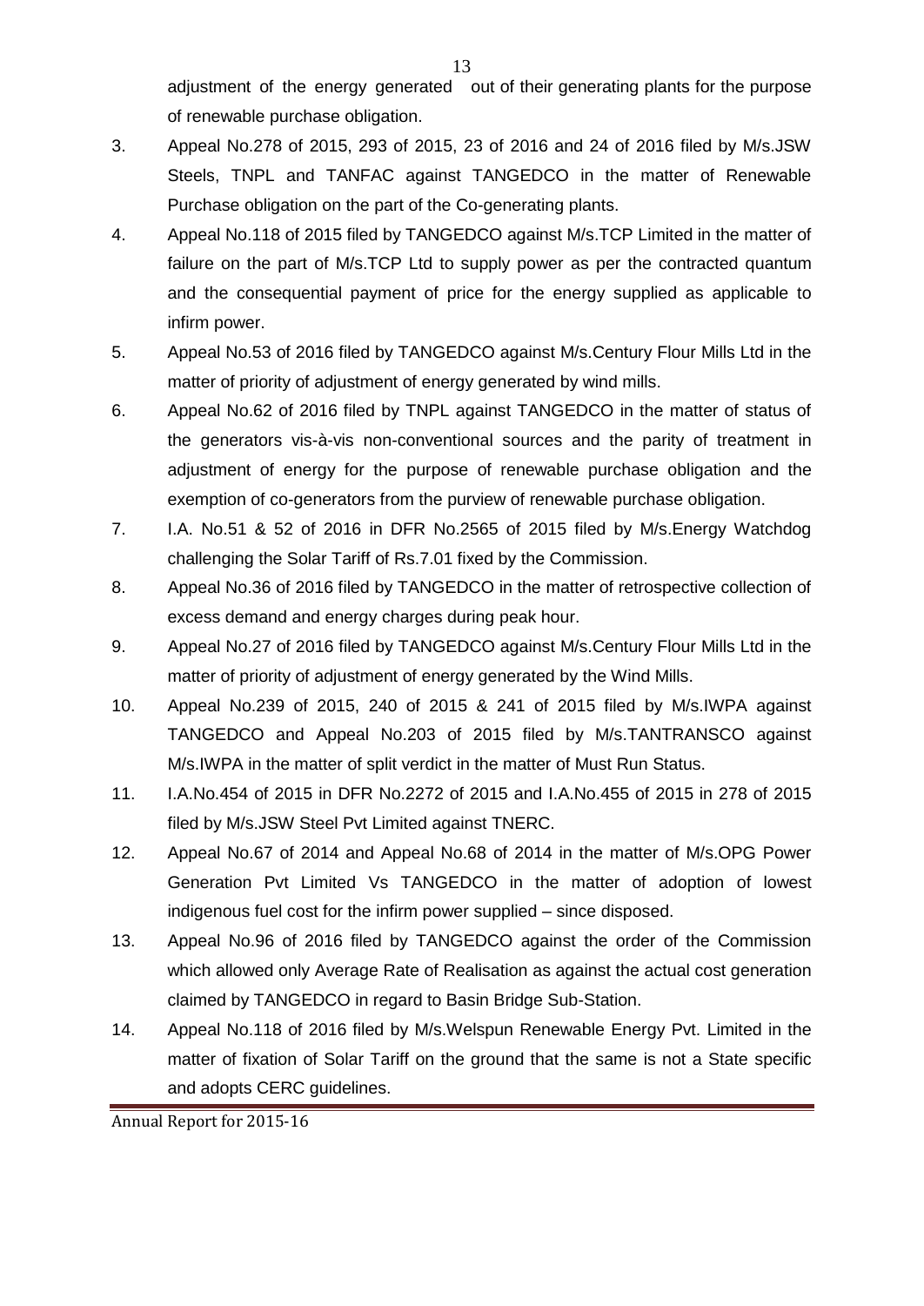adjustment of the energy generated out of their generating plants for the purpose of renewable purchase obligation.

3. Appeal No.278 of 2015, 293 of 2015, 23 of 2016 and 24 of 2016 filed by M/s.JSW Steels, TNPL and TANFAC against TANGEDCO in the matter of Renewable Purchase obligation on the part of the Co-generating plants.
4. Appeal No.118 of 2015 filed by TANGEDCO against M/s.TCP Limited in the matter of failure on the part of M/s.TCP Ltd to supply power as per the contracted quantum and the consequential payment of price for the energy supplied as applicable to infirm power.
5. Appeal No.53 of 2016 filed by TANGEDCO against M/s.Century Flour Mills Ltd in the matter of priority of adjustment of energy generated by wind mills.
6. Appeal No.62 of 2016 filed by TNPL against TANGEDCO in the matter of status of the generators vis-à-vis non-conventional sources and the parity of treatment in adjustment of energy for the purpose of renewable purchase obligation and the exemption of co-generators from the purview of renewable purchase obligation.
7. I.A. No.51 & 52 of 2016 in DFR No.2565 of 2015 filed by M/s.Energy Watchdog challenging the Solar Tariff of Rs.7.01 fixed by the Commission.
8. Appeal No.36 of 2016 filed by TANGEDCO in the matter of retrospective collection of excess demand and energy charges during peak hour.
9. Appeal No.27 of 2016 filed by TANGEDCO against M/s.Century Flour Mills Ltd in the matter of priority of adjustment of energy generated by the Wind Mills.
10. Appeal No.239 of 2015, 240 of 2015 & 241 of 2015 filed by M/s.IWPA against TANGEDCO and Appeal No.203 of 2015 filed by M/s.TANTRANSCO against M/s.IWPA in the matter of split verdict in the matter of Must Run Status.
11. I.A.No.454 of 2015 in DFR No.2272 of 2015 and I.A.No.455 of 2015 in 278 of 2015 filed by M/s.JSW Steel Pvt Limited against TNERC.
12. Appeal No.67 of 2014 and Appeal No.68 of 2014 in the matter of M/s.OPG Power Generation Pvt Limited Vs TANGEDCO in the matter of adoption of lowest indigenous fuel cost for the infirm power supplied – since disposed.
13. Appeal No.96 of 2016 filed by TANGEDCO against the order of the Commission which allowed only Average Rate of Realisation as against the actual cost generation claimed by TANGEDCO in regard to Basin Bridge Sub-Station.
14. Appeal No.118 of 2016 filed by M/s.Welspun Renewable Energy Pvt. Limited in the matter of fixation of Solar Tariff on the ground that the same is not a State specific and adopts CERC guidelines.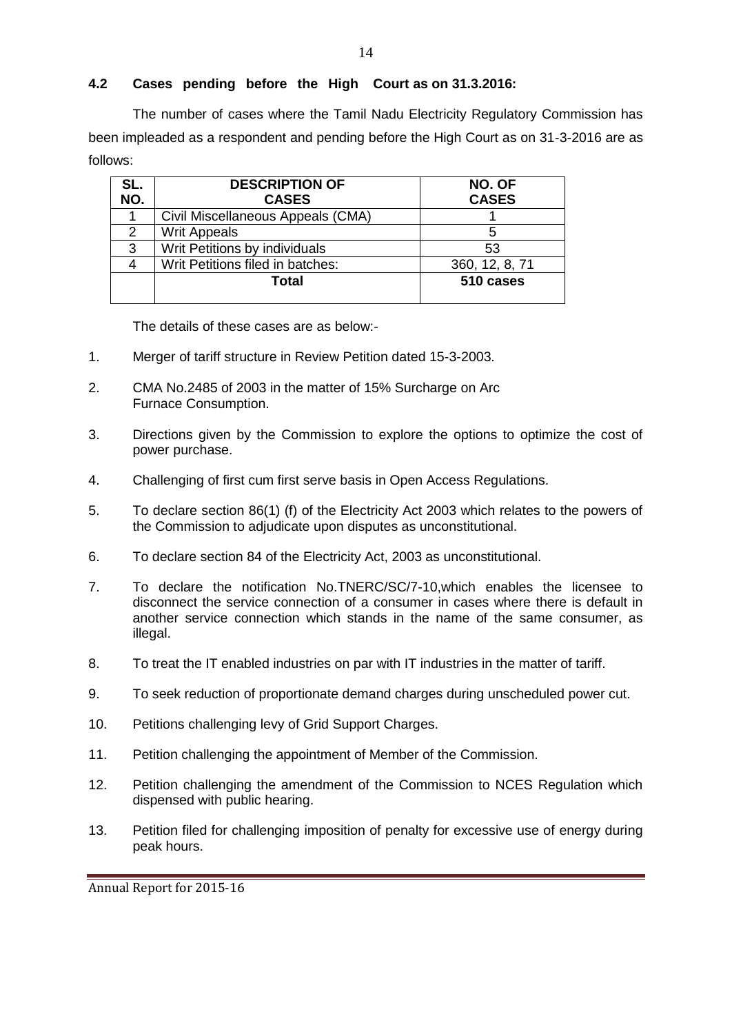## 4.2 Cases pending before the High Court as on 31.3.2016:

The number of cases where the Tamil Nadu Electricity Regulatory Commission has been impleaded as a respondent and pending before the High Court as on 31-3-2016 are as follows:

| SL. NO. | DESCRIPTION OF CASES | NO. OF CASES |
|---|---|---|
| 1 | Civil Miscellaneous Appeals (CMA) | 1 |
| 2 | Writ Appeals | 5 |
| 3 | Writ Petitions by individuals | 53 |
| 4 | Writ Petitions filed in batches: | 360, 12, 8, 71 |
| | **Total** | **510 cases** |

The details of these cases are as below:-

1. Merger of tariff structure in Review Petition dated 15-3-2003.
2. CMA No.2485 of 2003 in the matter of 15% Surcharge on Arc Furnace Consumption.
3. Directions given by the Commission to explore the options to optimize the cost of power purchase.
4. Challenging of first cum first serve basis in Open Access Regulations.
5. To declare section 86(1) (f) of the Electricity Act 2003 which relates to the powers of the Commission to adjudicate upon disputes as unconstitutional.
6. To declare section 84 of the Electricity Act, 2003 as unconstitutional.
7. To declare the notification No.TNERC/SC/7-10,which enables the licensee to disconnect the service connection of a consumer in cases where there is default in another service connection which stands in the name of the same consumer, as illegal.
8. To treat the IT enabled industries on par with IT industries in the matter of tariff.
9. To seek reduction of proportionate demand charges during unscheduled power cut.
10. Petitions challenging levy of Grid Support Charges.
11. Petition challenging the appointment of Member of the Commission.
12. Petition challenging the amendment of the Commission to NCES Regulation which dispensed with public hearing.
13. Petition filed for challenging imposition of penalty for excessive use of energy during peak hours.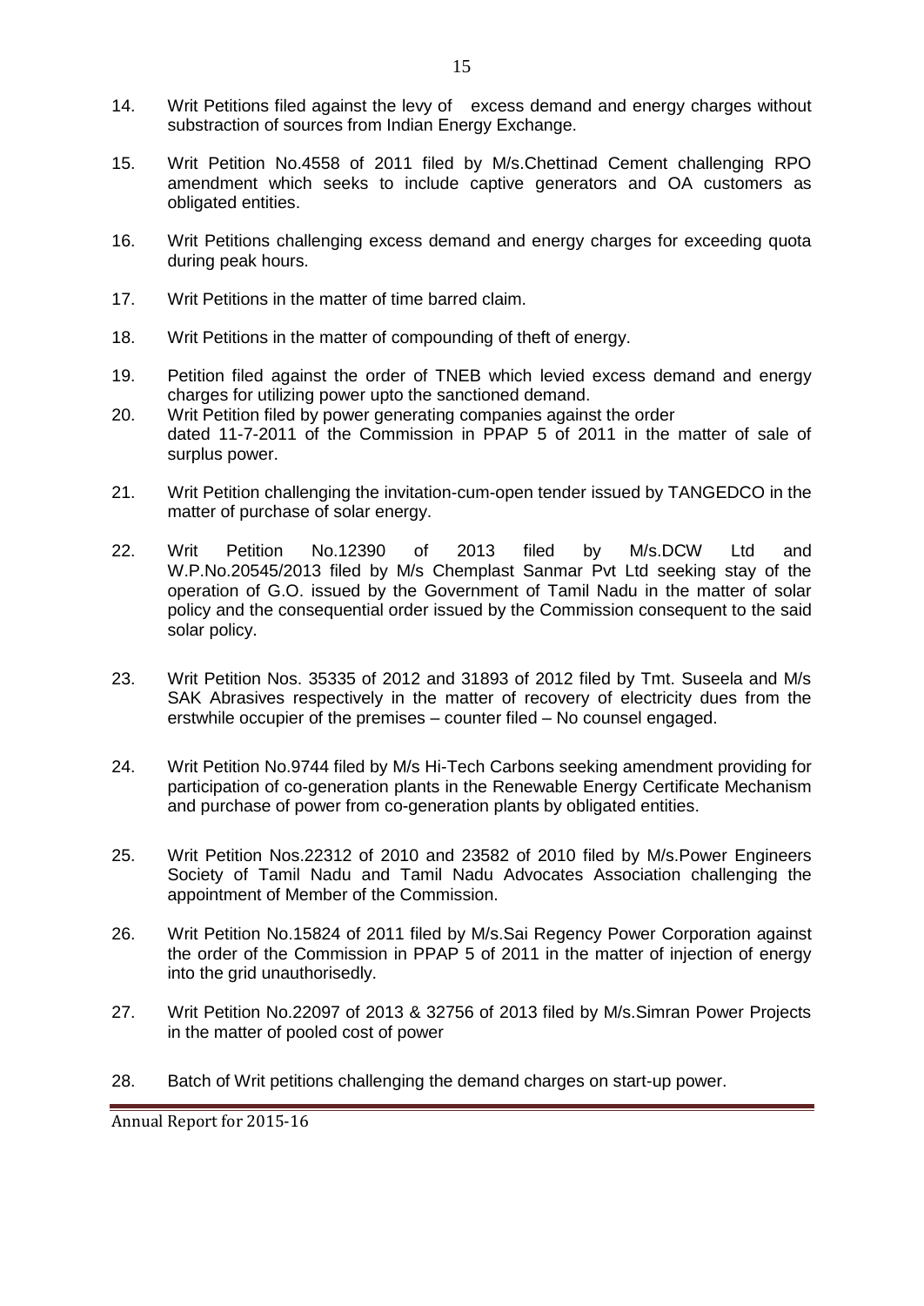14. Writ Petitions filed against the levy of excess demand and energy charges without substraction of sources from Indian Energy Exchange.

15. Writ Petition No.4558 of 2011 filed by M/s.Chettinad Cement challenging RPO amendment which seeks to include captive generators and OA customers as obligated entities.

16. Writ Petitions challenging excess demand and energy charges for exceeding quota during peak hours.

17. Writ Petitions in the matter of time barred claim.

18. Writ Petitions in the matter of compounding of theft of energy.

19. Petition filed against the order of TNEB which levied excess demand and energy charges for utilizing power upto the sanctioned demand.

20. Writ Petition filed by power generating companies against the order dated 11-7-2011 of the Commission in PPAP 5 of 2011 in the matter of sale of surplus power.

21. Writ Petition challenging the invitation-cum-open tender issued by TANGEDCO in the matter of purchase of solar energy.

22. Writ Petition No.12390 of 2013 filed by M/s.DCW Ltd and W.P.No.20545/2013 filed by M/s Chemplast Sanmar Pvt Ltd seeking stay of the operation of G.O. issued by the Government of Tamil Nadu in the matter of solar policy and the consequential order issued by the Commission consequent to the said solar policy.

23. Writ Petition Nos. 35335 of 2012 and 31893 of 2012 filed by Tmt. Suseela and M/s SAK Abrasives respectively in the matter of recovery of electricity dues from the erstwhile occupier of the premises – counter filed – No counsel engaged.

24. Writ Petition No.9744 filed by M/s Hi-Tech Carbons seeking amendment providing for participation of co-generation plants in the Renewable Energy Certificate Mechanism and purchase of power from co-generation plants by obligated entities.

25. Writ Petition Nos.22312 of 2010 and 23582 of 2010 filed by M/s.Power Engineers Society of Tamil Nadu and Tamil Nadu Advocates Association challenging the appointment of Member of the Commission.

26. Writ Petition No.15824 of 2011 filed by M/s.Sai Regency Power Corporation against the order of the Commission in PPAP 5 of 2011 in the matter of injection of energy into the grid unauthorisedly.

27. Writ Petition No.22097 of 2013 & 32756 of 2013 filed by M/s.Simran Power Projects in the matter of pooled cost of power

28. Batch of Writ petitions challenging the demand charges on start-up power.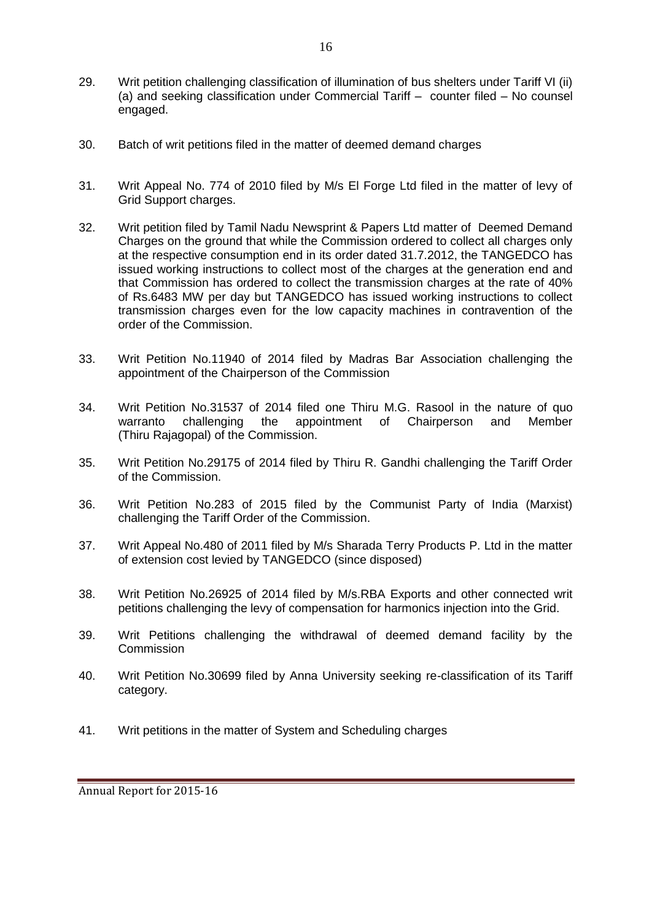29. Writ petition challenging classification of illumination of bus shelters under Tariff VI (ii) (a) and seeking classification under Commercial Tariff – counter filed – No counsel engaged.

30. Batch of writ petitions filed in the matter of deemed demand charges

31. Writ Appeal No. 774 of 2010 filed by M/s El Forge Ltd filed in the matter of levy of Grid Support charges.

32. Writ petition filed by Tamil Nadu Newsprint & Papers Ltd matter of Deemed Demand Charges on the ground that while the Commission ordered to collect all charges only at the respective consumption end in its order dated 31.7.2012, the TANGEDCO has issued working instructions to collect most of the charges at the generation end and that Commission has ordered to collect the transmission charges at the rate of 40% of Rs.6483 MW per day but TANGEDCO has issued working instructions to collect transmission charges even for the low capacity machines in contravention of the order of the Commission.

33. Writ Petition No.11940 of 2014 filed by Madras Bar Association challenging the appointment of the Chairperson of the Commission

34. Writ Petition No.31537 of 2014 filed one Thiru M.G. Rasool in the nature of quo warranto challenging the appointment of Chairperson and Member (Thiru Rajagopal) of the Commission.

35. Writ Petition No.29175 of 2014 filed by Thiru R. Gandhi challenging the Tariff Order of the Commission.

36. Writ Petition No.283 of 2015 filed by the Communist Party of India (Marxist) challenging the Tariff Order of the Commission.

37. Writ Appeal No.480 of 2011 filed by M/s Sharada Terry Products P. Ltd in the matter of extension cost levied by TANGEDCO (since disposed)

38. Writ Petition No.26925 of 2014 filed by M/s.RBA Exports and other connected writ petitions challenging the levy of compensation for harmonics injection into the Grid.

39. Writ Petitions challenging the withdrawal of deemed demand facility by the Commission

40. Writ Petition No.30699 filed by Anna University seeking re-classification of its Tariff category.

41. Writ petitions in the matter of System and Scheduling charges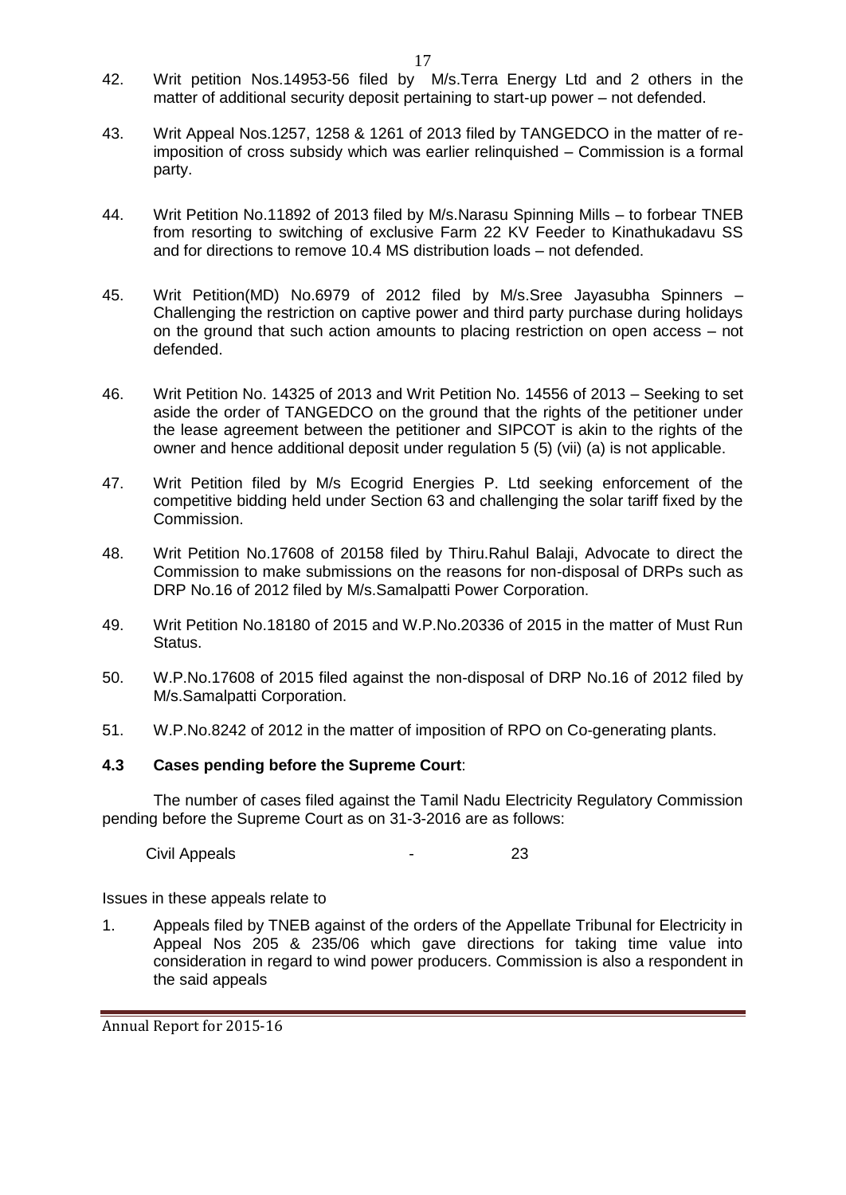42. Writ petition Nos.14953-56 filed by M/s.Terra Energy Ltd and 2 others in the matter of additional security deposit pertaining to start-up power – not defended.

43. Writ Appeal Nos.1257, 1258 & 1261 of 2013 filed by TANGEDCO in the matter of re-imposition of cross subsidy which was earlier relinquished – Commission is a formal party.

44. Writ Petition No.11892 of 2013 filed by M/s.Narasu Spinning Mills – to forbear TNEB from resorting to switching of exclusive Farm 22 KV Feeder to Kinathukadavu SS and for directions to remove 10.4 MS distribution loads – not defended.

45. Writ Petition(MD) No.6979 of 2012 filed by M/s.Sree Jayasubha Spinners – Challenging the restriction on captive power and third party purchase during holidays on the ground that such action amounts to placing restriction on open access – not defended.

46. Writ Petition No. 14325 of 2013 and Writ Petition No. 14556 of 2013 – Seeking to set aside the order of TANGEDCO on the ground that the rights of the petitioner under the lease agreement between the petitioner and SIPCOT is akin to the rights of the owner and hence additional deposit under regulation 5 (5) (vii) (a) is not applicable.

47. Writ Petition filed by M/s Ecogrid Energies P. Ltd seeking enforcement of the competitive bidding held under Section 63 and challenging the solar tariff fixed by the Commission.

48. Writ Petition No.17608 of 20158 filed by Thiru.Rahul Balaji, Advocate to direct the Commission to make submissions on the reasons for non-disposal of DRPs such as DRP No.16 of 2012 filed by M/s.Samalpatti Power Corporation.

49. Writ Petition No.18180 of 2015 and W.P.No.20336 of 2015 in the matter of Must Run Status.

50. W.P.No.17608 of 2015 filed against the non-disposal of DRP No.16 of 2012 filed by M/s.Samalpatti Corporation.

51. W.P.No.8242 of 2012 in the matter of imposition of RPO on Co-generating plants.

### 4.3 Cases pending before the Supreme Court:

The number of cases filed against the Tamil Nadu Electricity Regulatory Commission pending before the Supreme Court as on 31-3-2016 are as follows:

Civil Appeals - 23

Issues in these appeals relate to

1. Appeals filed by TNEB against of the orders of the Appellate Tribunal for Electricity in Appeal Nos 205 & 235/06 which gave directions for taking time value into consideration in regard to wind power producers. Commission is also a respondent in the said appeals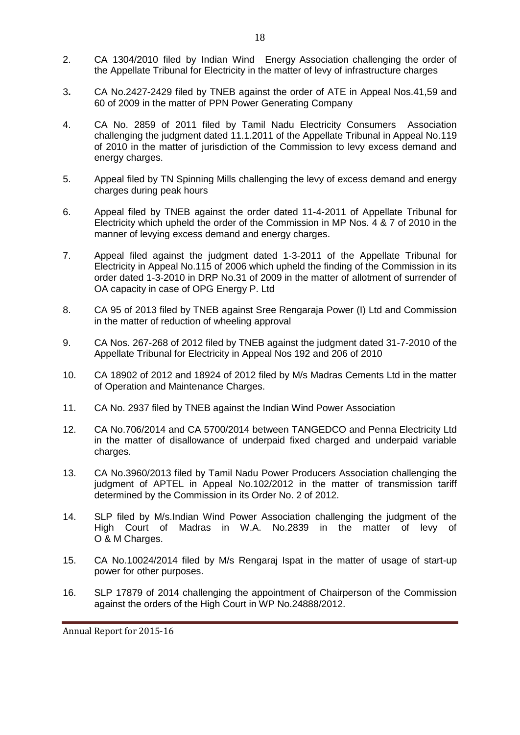2. CA 1304/2010 filed by Indian Wind Energy Association challenging the order of the Appellate Tribunal for Electricity in the matter of levy of infrastructure charges

3. CA No.2427-2429 filed by TNEB against the order of ATE in Appeal Nos.41,59 and 60 of 2009 in the matter of PPN Power Generating Company

4. CA No. 2859 of 2011 filed by Tamil Nadu Electricity Consumers Association challenging the judgment dated 11.1.2011 of the Appellate Tribunal in Appeal No.119 of 2010 in the matter of jurisdiction of the Commission to levy excess demand and energy charges.

5. Appeal filed by TN Spinning Mills challenging the levy of excess demand and energy charges during peak hours

6. Appeal filed by TNEB against the order dated 11-4-2011 of Appellate Tribunal for Electricity which upheld the order of the Commission in MP Nos. 4 & 7 of 2010 in the manner of levying excess demand and energy charges.

7. Appeal filed against the judgment dated 1-3-2011 of the Appellate Tribunal for Electricity in Appeal No.115 of 2006 which upheld the finding of the Commission in its order dated 1-3-2010 in DRP No.31 of 2009 in the matter of allotment of surrender of OA capacity in case of OPG Energy P. Ltd

8. CA 95 of 2013 filed by TNEB against Sree Rengaraja Power (I) Ltd and Commission in the matter of reduction of wheeling approval

9. CA Nos. 267-268 of 2012 filed by TNEB against the judgment dated 31-7-2010 of the Appellate Tribunal for Electricity in Appeal Nos 192 and 206 of 2010

10. CA 18902 of 2012 and 18924 of 2012 filed by M/s Madras Cements Ltd in the matter of Operation and Maintenance Charges.

11. CA No. 2937 filed by TNEB against the Indian Wind Power Association

12. CA No.706/2014 and CA 5700/2014 between TANGEDCO and Penna Electricity Ltd in the matter of disallowance of underpaid fixed charged and underpaid variable charges.

13. CA No.3960/2013 filed by Tamil Nadu Power Producers Association challenging the judgment of APTEL in Appeal No.102/2012 in the matter of transmission tariff determined by the Commission in its Order No. 2 of 2012.

14. SLP filed by M/s.Indian Wind Power Association challenging the judgment of the High Court of Madras in W.A. No.2839 in the matter of levy of O & M Charges.

15. CA No.10024/2014 filed by M/s Rengaraj Ispat in the matter of usage of start-up power for other purposes.

16. SLP 17879 of 2014 challenging the appointment of Chairperson of the Commission against the orders of the High Court in WP No.24888/2012.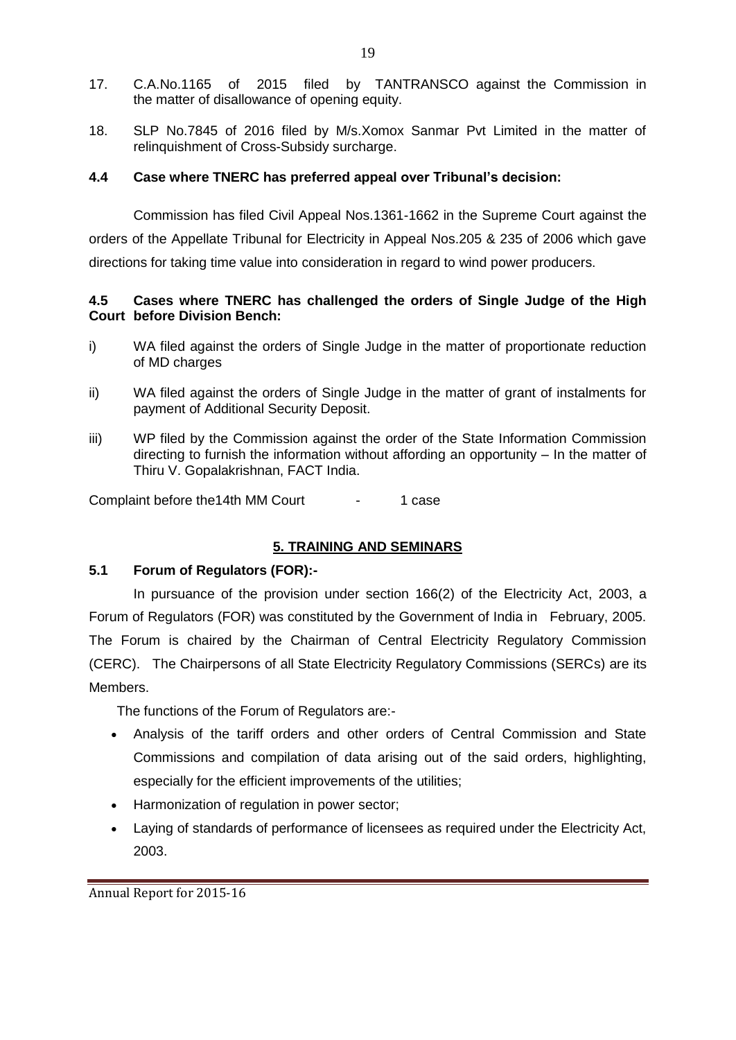17. C.A.No.1165 of 2015 filed by TANTRANSCO against the Commission in the matter of disallowance of opening equity.

18. SLP No.7845 of 2016 filed by M/s.Xomox Sanmar Pvt Limited in the matter of relinquishment of Cross-Subsidy surcharge.

### 4.4 Case where TNERC has preferred appeal over Tribunal's decision:

Commission has filed Civil Appeal Nos.1361-1662 in the Supreme Court against the orders of the Appellate Tribunal for Electricity in Appeal Nos.205 & 235 of 2006 which gave directions for taking time value into consideration in regard to wind power producers.

### 4.5 Cases where TNERC has challenged the orders of Single Judge of the High Court before Division Bench:

i) WA filed against the orders of Single Judge in the matter of proportionate reduction of MD charges

ii) WA filed against the orders of Single Judge in the matter of grant of instalments for payment of Additional Security Deposit.

iii) WP filed by the Commission against the order of the State Information Commission directing to furnish the information without affording an opportunity – In the matter of Thiru V. Gopalakrishnan, FACT India.

Complaint before the14th MM Court - 1 case

## 5. TRAINING AND SEMINARS

### 5.1 Forum of Regulators (FOR):-

In pursuance of the provision under section 166(2) of the Electricity Act, 2003, a Forum of Regulators (FOR) was constituted by the Government of India in February, 2005. The Forum is chaired by the Chairman of Central Electricity Regulatory Commission (CERC). The Chairpersons of all State Electricity Regulatory Commissions (SERCs) are its Members.

The functions of the Forum of Regulators are:-

- Analysis of the tariff orders and other orders of Central Commission and State Commissions and compilation of data arising out of the said orders, highlighting, especially for the efficient improvements of the utilities;
- Harmonization of regulation in power sector;
- Laying of standards of performance of licensees as required under the Electricity Act, 2003.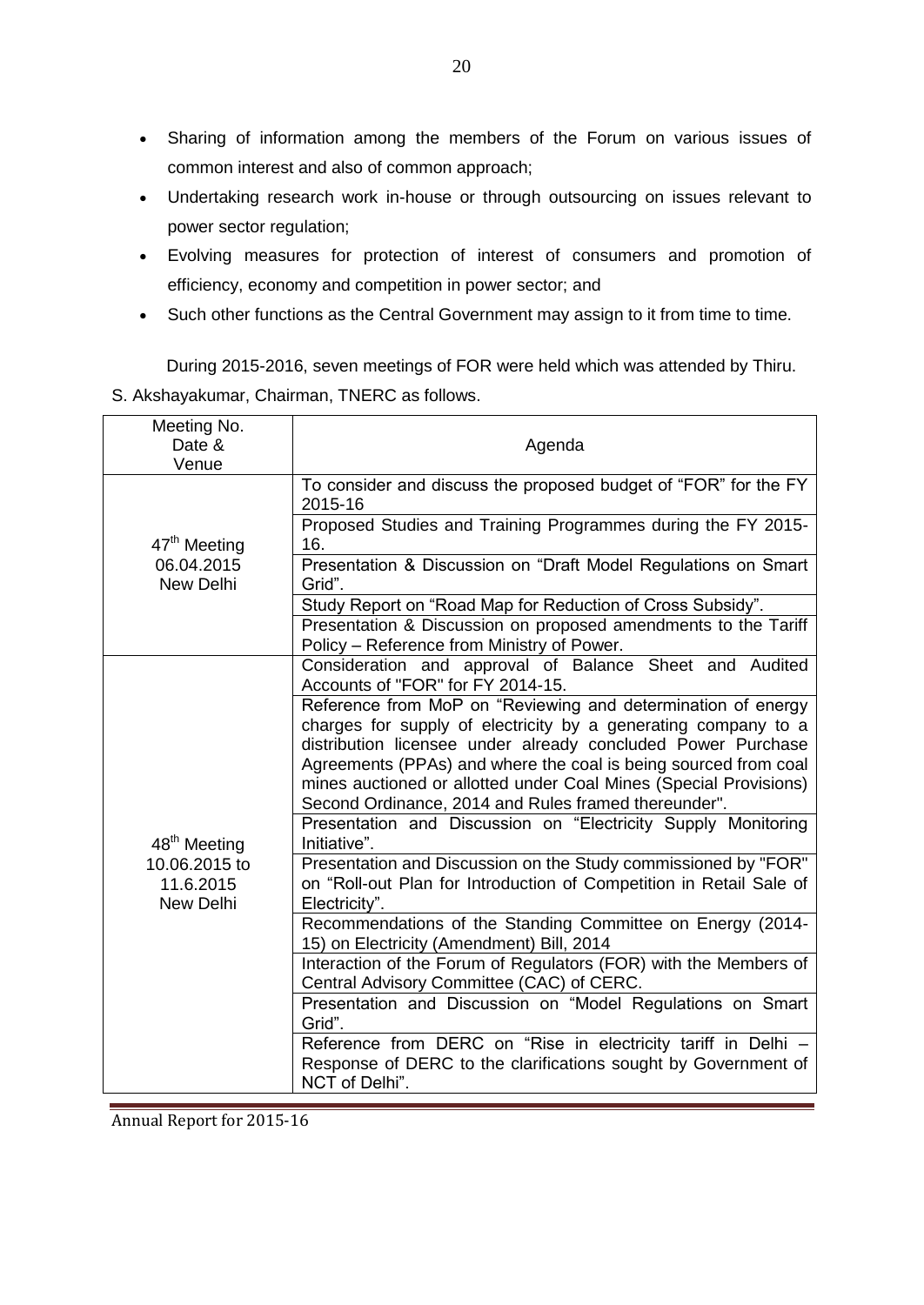- Sharing of information among the members of the Forum on various issues of common interest and also of common approach;
- Undertaking research work in-house or through outsourcing on issues relevant to power sector regulation;
- Evolving measures for protection of interest of consumers and promotion of efficiency, economy and competition in power sector; and
- Such other functions as the Central Government may assign to it from time to time.

During 2015-2016, seven meetings of FOR were held which was attended by Thiru. S. Akshayakumar, Chairman, TNERC as follows.

| Meeting No. Date & Venue | Agenda |
|---|---|
| 47th Meeting 06.04.2015 New Delhi | To consider and discuss the proposed budget of "FOR" for the FY 2015-16 |
| | Proposed Studies and Training Programmes during the FY 2015-16. |
| | Presentation & Discussion on "Draft Model Regulations on Smart Grid". |
| | Study Report on "Road Map for Reduction of Cross Subsidy". |
| | Presentation & Discussion on proposed amendments to the Tariff Policy – Reference from Ministry of Power. |
| 48th Meeting 10.06.2015 to 11.6.2015 New Delhi | Consideration and approval of Balance Sheet and Audited Accounts of "FOR" for FY 2014-15. |
| | Reference from MoP on "Reviewing and determination of energy charges for supply of electricity by a generating company to a distribution licensee under already concluded Power Purchase Agreements (PPAs) and where the coal is being sourced from coal mines auctioned or allotted under Coal Mines (Special Provisions) Second Ordinance, 2014 and Rules framed thereunder". |
| | Presentation and Discussion on "Electricity Supply Monitoring Initiative". |
| | Presentation and Discussion on the Study commissioned by "FOR" on "Roll-out Plan for Introduction of Competition in Retail Sale of Electricity". |
| | Recommendations of the Standing Committee on Energy (2014-15) on Electricity (Amendment) Bill, 2014 |
| | Interaction of the Forum of Regulators (FOR) with the Members of Central Advisory Committee (CAC) of CERC. |
| | Presentation and Discussion on "Model Regulations on Smart Grid". |
| | Reference from DERC on "Rise in electricity tariff in Delhi – Response of DERC to the clarifications sought by Government of NCT of Delhi". |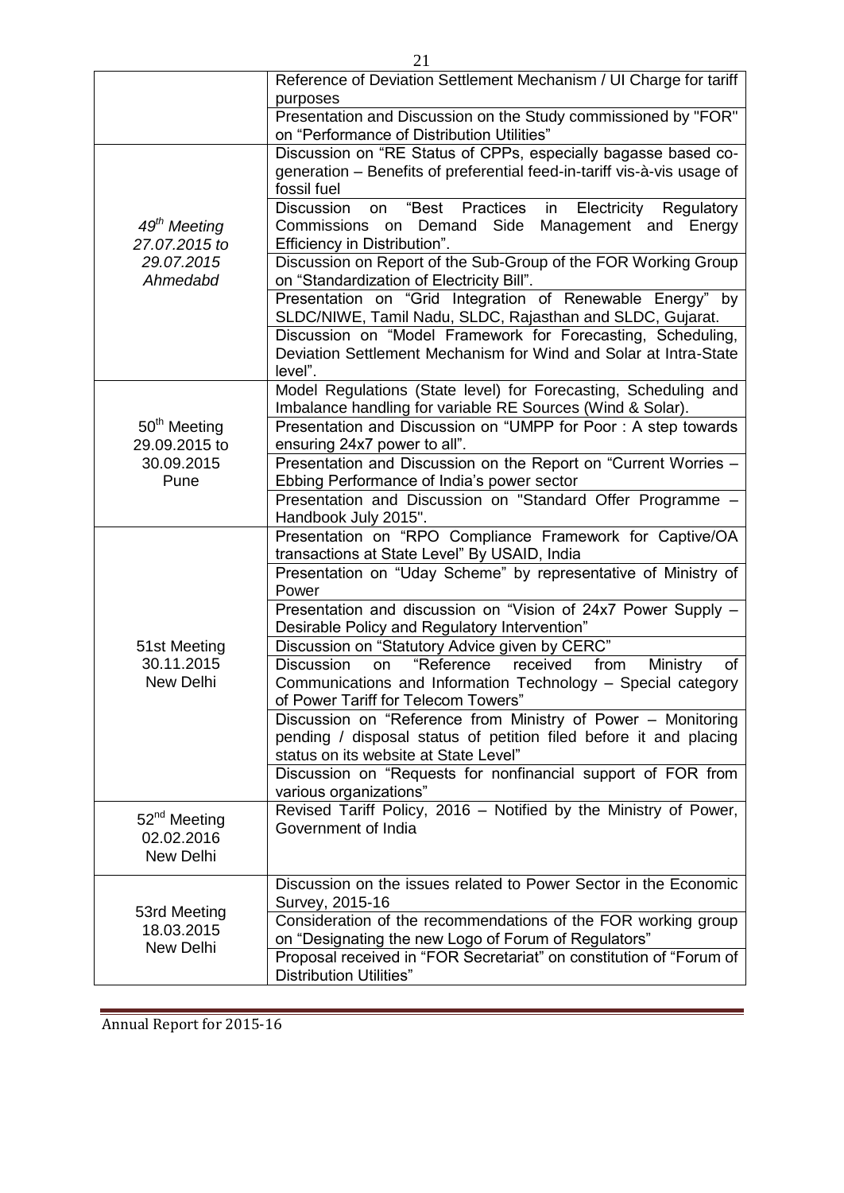| | |
|---|---|
| | Reference of Deviation Settlement Mechanism / UI Charge for tariff purposes |
| | Presentation and Discussion on the Study commissioned by "FOR" on "Performance of Distribution Utilities" |
| *49th Meeting 27.07.2015 to 29.07.2015 Ahmedabd* | Discussion on "RE Status of CPPs, especially bagasse based co-generation – Benefits of preferential feed-in-tariff vis-à-vis usage of fossil fuel |
| | Discussion on "Best Practices in Electricity Regulatory Commissions on Demand Side Management and Energy Efficiency in Distribution". |
| | Discussion on Report of the Sub-Group of the FOR Working Group on "Standardization of Electricity Bill". |
| | Presentation on "Grid Integration of Renewable Energy" by SLDC/NIWE, Tamil Nadu, SLDC, Rajasthan and SLDC, Gujarat. |
| | Discussion on "Model Framework for Forecasting, Scheduling, Deviation Settlement Mechanism for Wind and Solar at Intra-State level". |
| 50th Meeting 29.09.2015 to 30.09.2015 Pune | Model Regulations (State level) for Forecasting, Scheduling and Imbalance handling for variable RE Sources (Wind & Solar). |
| | Presentation and Discussion on "UMPP for Poor : A step towards ensuring 24x7 power to all". |
| | Presentation and Discussion on the Report on "Current Worries – Ebbing Performance of India's power sector |
| | Presentation and Discussion on "Standard Offer Programme – Handbook July 2015". |
| 51st Meeting 30.11.2015 New Delhi | Presentation on "RPO Compliance Framework for Captive/OA transactions at State Level" By USAID, India |
| | Presentation on "Uday Scheme" by representative of Ministry of Power |
| | Presentation and discussion on "Vision of 24x7 Power Supply – Desirable Policy and Regulatory Intervention" |
| | Discussion on "Statutory Advice given by CERC" |
| | Discussion on "Reference received from Ministry of Communications and Information Technology – Special category of Power Tariff for Telecom Towers" |
| | Discussion on "Reference from Ministry of Power – Monitoring pending / disposal status of petition filed before it and placing status on its website at State Level" |
| | Discussion on "Requests for nonfinancial support of FOR from various organizations" |
| 52nd Meeting 02.02.2016 New Delhi | Revised Tariff Policy, 2016 – Notified by the Ministry of Power, Government of India |
| 53rd Meeting 18.03.2015 New Delhi | Discussion on the issues related to Power Sector in the Economic Survey, 2015-16 |
| | Consideration of the recommendations of the FOR working group on "Designating the new Logo of Forum of Regulators" |
| | Proposal received in "FOR Secretariat" on constitution of "Forum of Distribution Utilities" |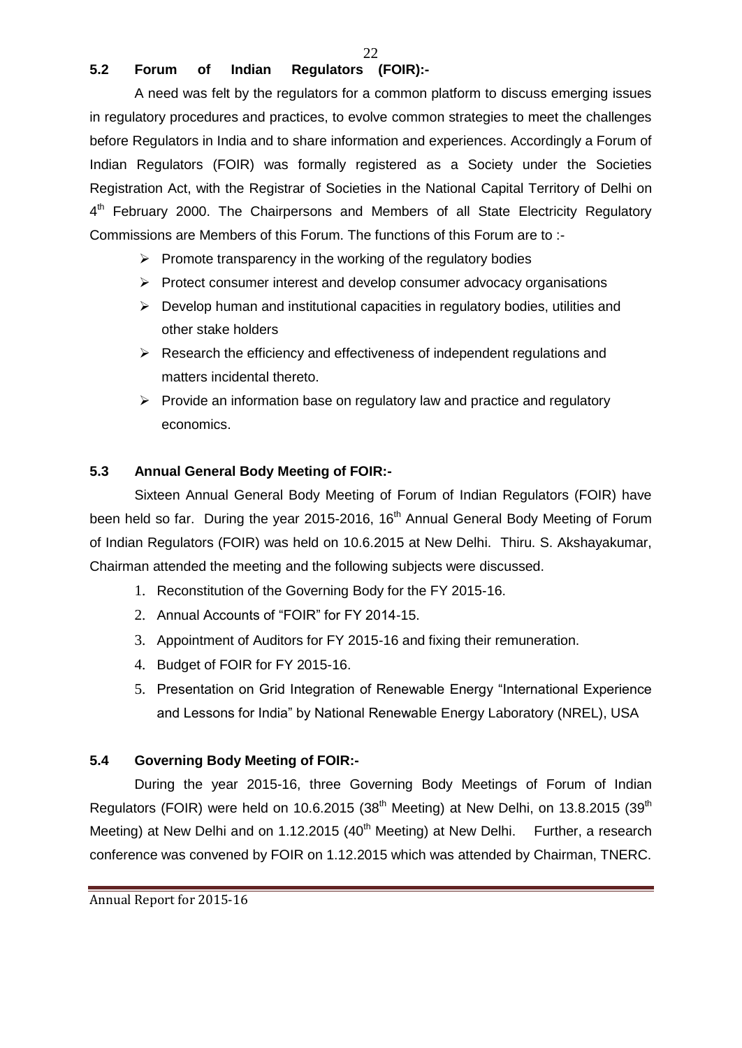### 5.2 Forum of Indian Regulators (FOIR):-

A need was felt by the regulators for a common platform to discuss emerging issues in regulatory procedures and practices, to evolve common strategies to meet the challenges before Regulators in India and to share information and experiences. Accordingly a Forum of Indian Regulators (FOIR) was formally registered as a Society under the Societies Registration Act, with the Registrar of Societies in the National Capital Territory of Delhi on 4th February 2000. The Chairpersons and Members of all State Electricity Regulatory Commissions are Members of this Forum. The functions of this Forum are to :-

- Promote transparency in the working of the regulatory bodies
- Protect consumer interest and develop consumer advocacy organisations
- Develop human and institutional capacities in regulatory bodies, utilities and other stake holders
- Research the efficiency and effectiveness of independent regulations and matters incidental thereto.
- Provide an information base on regulatory law and practice and regulatory economics.

### 5.3 Annual General Body Meeting of FOIR:-

Sixteen Annual General Body Meeting of Forum of Indian Regulators (FOIR) have been held so far. During the year 2015-2016, 16th Annual General Body Meeting of Forum of Indian Regulators (FOIR) was held on 10.6.2015 at New Delhi. Thiru. S. Akshayakumar, Chairman attended the meeting and the following subjects were discussed.

1. Reconstitution of the Governing Body for the FY 2015-16.
2. Annual Accounts of "FOIR" for FY 2014-15.
3. Appointment of Auditors for FY 2015-16 and fixing their remuneration.
4. Budget of FOIR for FY 2015-16.
5. Presentation on Grid Integration of Renewable Energy "International Experience and Lessons for India" by National Renewable Energy Laboratory (NREL), USA

### 5.4 Governing Body Meeting of FOIR:-

During the year 2015-16, three Governing Body Meetings of Forum of Indian Regulators (FOIR) were held on 10.6.2015 (38th Meeting) at New Delhi, on 13.8.2015 (39th Meeting) at New Delhi and on 1.12.2015 (40th Meeting) at New Delhi. Further, a research conference was convened by FOIR on 1.12.2015 which was attended by Chairman, TNERC.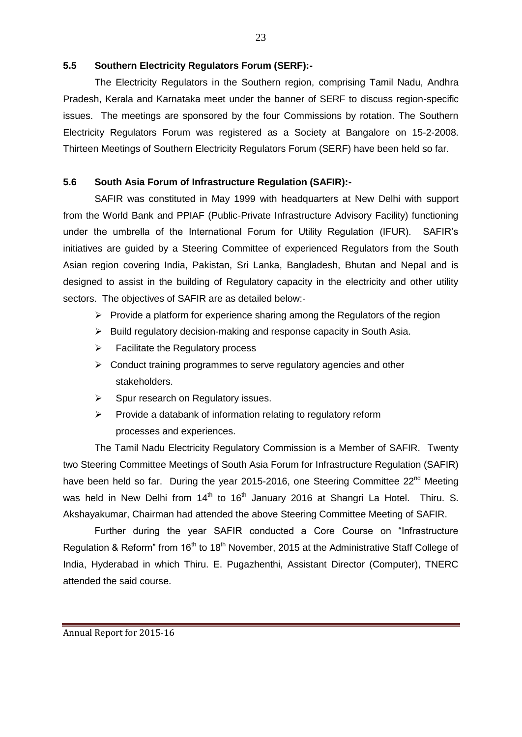### 5.5 Southern Electricity Regulators Forum (SERF):-

The Electricity Regulators in the Southern region, comprising Tamil Nadu, Andhra Pradesh, Kerala and Karnataka meet under the banner of SERF to discuss region-specific issues. The meetings are sponsored by the four Commissions by rotation. The Southern Electricity Regulators Forum was registered as a Society at Bangalore on 15-2-2008. Thirteen Meetings of Southern Electricity Regulators Forum (SERF) have been held so far.

### 5.6 South Asia Forum of Infrastructure Regulation (SAFIR):-

SAFIR was constituted in May 1999 with headquarters at New Delhi with support from the World Bank and PPIAF (Public-Private Infrastructure Advisory Facility) functioning under the umbrella of the International Forum for Utility Regulation (IFUR). SAFIR's initiatives are guided by a Steering Committee of experienced Regulators from the South Asian region covering India, Pakistan, Sri Lanka, Bangladesh, Bhutan and Nepal and is designed to assist in the building of Regulatory capacity in the electricity and other utility sectors. The objectives of SAFIR are as detailed below:-

- Provide a platform for experience sharing among the Regulators of the region
- Build regulatory decision-making and response capacity in South Asia.
- Facilitate the Regulatory process
- Conduct training programmes to serve regulatory agencies and other stakeholders.
- Spur research on Regulatory issues.
- Provide a databank of information relating to regulatory reform processes and experiences.

The Tamil Nadu Electricity Regulatory Commission is a Member of SAFIR. Twenty two Steering Committee Meetings of South Asia Forum for Infrastructure Regulation (SAFIR) have been held so far. During the year 2015-2016, one Steering Committee 22nd Meeting was held in New Delhi from 14th to 16th January 2016 at Shangri La Hotel. Thiru. S. Akshayakumar, Chairman had attended the above Steering Committee Meeting of SAFIR.

Further during the year SAFIR conducted a Core Course on "Infrastructure Regulation & Reform" from 16th to 18th November, 2015 at the Administrative Staff College of India, Hyderabad in which Thiru. E. Pugazhenthi, Assistant Director (Computer), TNERC attended the said course.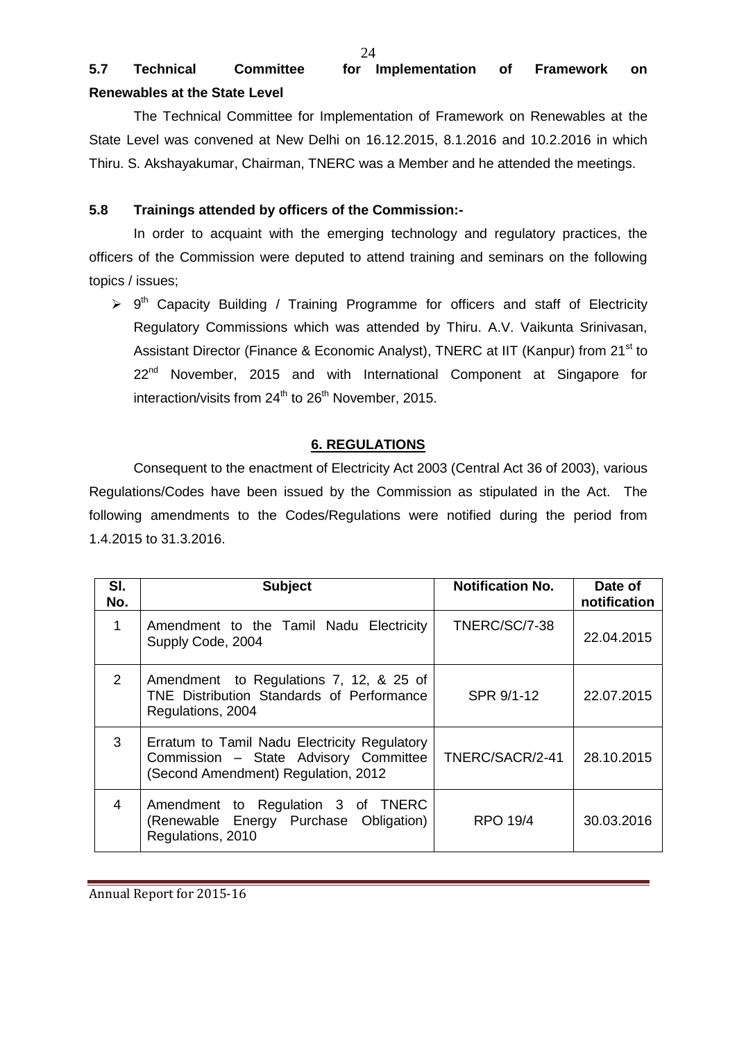### 5.7 Technical Committee for Implementation of Framework on Renewables at the State Level

The Technical Committee for Implementation of Framework on Renewables at the State Level was convened at New Delhi on 16.12.2015, 8.1.2016 and 10.2.2016 in which Thiru. S. Akshayakumar, Chairman, TNERC was a Member and he attended the meetings.

### 5.8 Trainings attended by officers of the Commission:-

In order to acquaint with the emerging technology and regulatory practices, the officers of the Commission were deputed to attend training and seminars on the following topics / issues;

- 9th Capacity Building / Training Programme for officers and staff of Electricity Regulatory Commissions which was attended by Thiru. A.V. Vaikunta Srinivasan, Assistant Director (Finance & Economic Analyst), TNERC at IIT (Kanpur) from 21st to 22nd November, 2015 and with International Component at Singapore for interaction/visits from 24th to 26th November, 2015.

## 6. REGULATIONS

Consequent to the enactment of Electricity Act 2003 (Central Act 36 of 2003), various Regulations/Codes have been issued by the Commission as stipulated in the Act. The following amendments to the Codes/Regulations were notified during the period from 1.4.2015 to 31.3.2016.

| Sl. No. | Subject | Notification No. | Date of notification |
|---|---|---|---|
| 1 | Amendment to the Tamil Nadu Electricity Supply Code, 2004 | TNERC/SC/7-38 | 22.04.2015 |
| 2 | Amendment to Regulations 7, 12, & 25 of TNE Distribution Standards of Performance Regulations, 2004 | SPR 9/1-12 | 22.07.2015 |
| 3 | Erratum to Tamil Nadu Electricity Regulatory Commission – State Advisory Committee (Second Amendment) Regulation, 2012 | TNERC/SACR/2-41 | 28.10.2015 |
| 4 | Amendment to Regulation 3 of TNERC (Renewable Energy Purchase Obligation) Regulations, 2010 | RPO 19/4 | 30.03.2016 |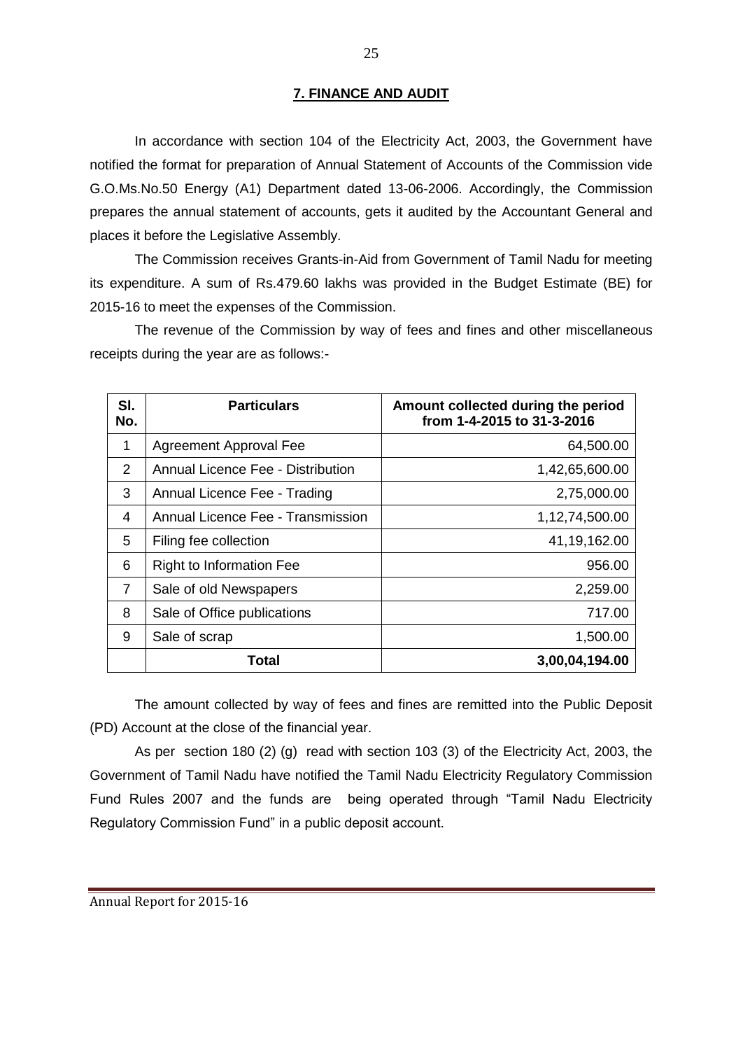## 7. FINANCE AND AUDIT

In accordance with section 104 of the Electricity Act, 2003, the Government have notified the format for preparation of Annual Statement of Accounts of the Commission vide G.O.Ms.No.50 Energy (A1) Department dated 13-06-2006. Accordingly, the Commission prepares the annual statement of accounts, gets it audited by the Accountant General and places it before the Legislative Assembly.

The Commission receives Grants-in-Aid from Government of Tamil Nadu for meeting its expenditure. A sum of Rs.479.60 lakhs was provided in the Budget Estimate (BE) for 2015-16 to meet the expenses of the Commission.

The revenue of the Commission by way of fees and fines and other miscellaneous receipts during the year are as follows:-

| Sl. No. | Particulars | Amount collected during the period from 1-4-2015 to 31-3-2016 |
|---|---|---|
| 1 | Agreement Approval Fee | 64,500.00 |
| 2 | Annual Licence Fee - Distribution | 1,42,65,600.00 |
| 3 | Annual Licence Fee - Trading | 2,75,000.00 |
| 4 | Annual Licence Fee - Transmission | 1,12,74,500.00 |
| 5 | Filing fee collection | 41,19,162.00 |
| 6 | Right to Information Fee | 956.00 |
| 7 | Sale of old Newspapers | 2,259.00 |
| 8 | Sale of Office publications | 717.00 |
| 9 | Sale of scrap | 1,500.00 |
| | **Total** | **3,00,04,194.00** |

The amount collected by way of fees and fines are remitted into the Public Deposit (PD) Account at the close of the financial year.

As per section 180 (2) (g) read with section 103 (3) of the Electricity Act, 2003, the Government of Tamil Nadu have notified the Tamil Nadu Electricity Regulatory Commission Fund Rules 2007 and the funds are being operated through "Tamil Nadu Electricity Regulatory Commission Fund" in a public deposit account.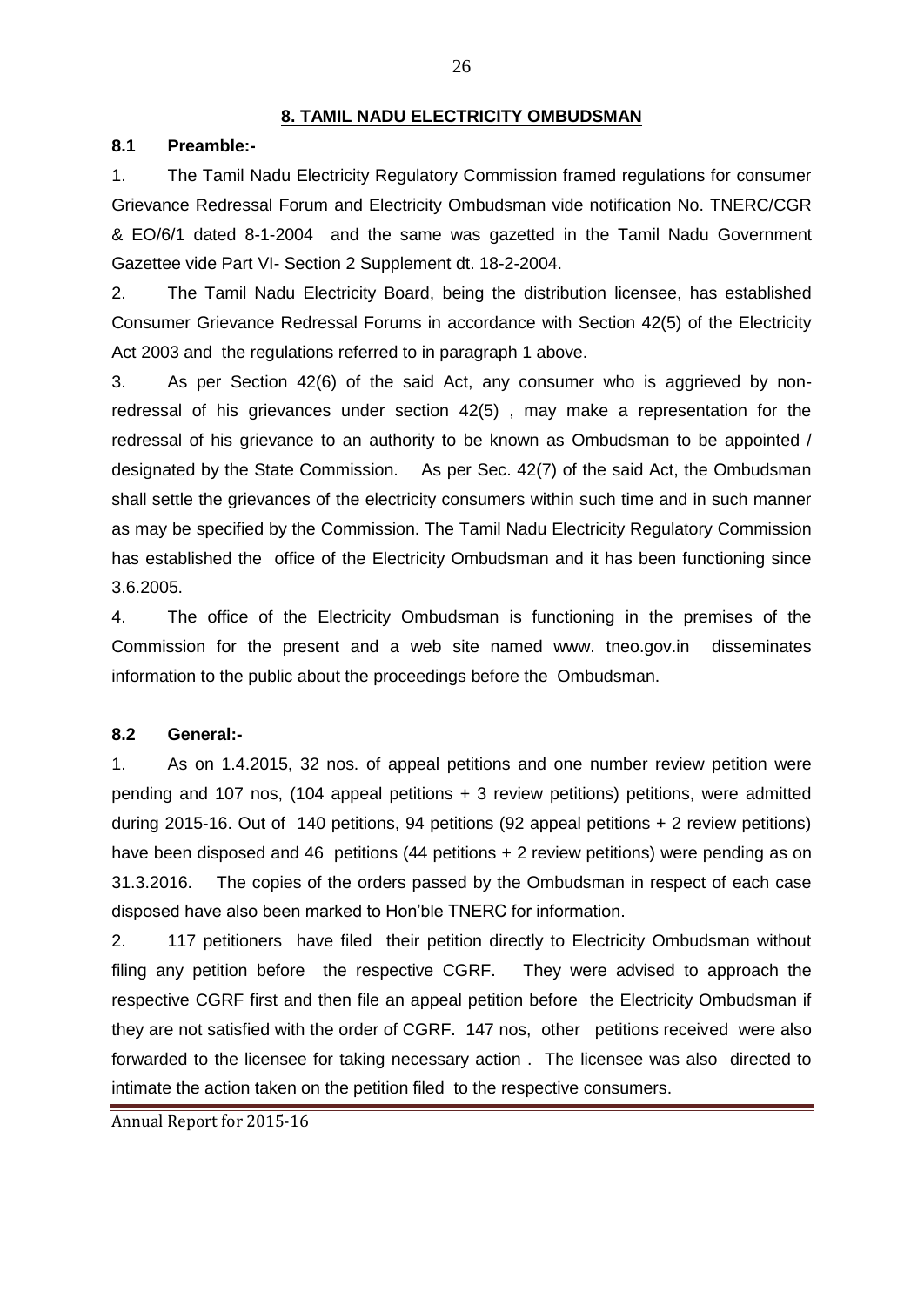## 8. TAMIL NADU ELECTRICITY OMBUDSMAN

### 8.1 Preamble:-

1. The Tamil Nadu Electricity Regulatory Commission framed regulations for consumer Grievance Redressal Forum and Electricity Ombudsman vide notification No. TNERC/CGR & EO/6/1 dated 8-1-2004 and the same was gazetted in the Tamil Nadu Government Gazettee vide Part VI- Section 2 Supplement dt. 18-2-2004.

2. The Tamil Nadu Electricity Board, being the distribution licensee, has established Consumer Grievance Redressal Forums in accordance with Section 42(5) of the Electricity Act 2003 and the regulations referred to in paragraph 1 above.

3. As per Section 42(6) of the said Act, any consumer who is aggrieved by non-redressal of his grievances under section 42(5) , may make a representation for the redressal of his grievance to an authority to be known as Ombudsman to be appointed / designated by the State Commission. As per Sec. 42(7) of the said Act, the Ombudsman shall settle the grievances of the electricity consumers within such time and in such manner as may be specified by the Commission. The Tamil Nadu Electricity Regulatory Commission has established the office of the Electricity Ombudsman and it has been functioning since 3.6.2005.

4. The office of the Electricity Ombudsman is functioning in the premises of the Commission for the present and a web site named www. tneo.gov.in disseminates information to the public about the proceedings before the Ombudsman.

### 8.2 General:-

1. As on 1.4.2015, 32 nos. of appeal petitions and one number review petition were pending and 107 nos, (104 appeal petitions + 3 review petitions) petitions, were admitted during 2015-16. Out of 140 petitions, 94 petitions (92 appeal petitions + 2 review petitions) have been disposed and 46 petitions (44 petitions + 2 review petitions) were pending as on 31.3.2016. The copies of the orders passed by the Ombudsman in respect of each case disposed have also been marked to Hon'ble TNERC for information.

2. 117 petitioners have filed their petition directly to Electricity Ombudsman without filing any petition before the respective CGRF. They were advised to approach the respective CGRF first and then file an appeal petition before the Electricity Ombudsman if they are not satisfied with the order of CGRF. 147 nos, other petitions received were also forwarded to the licensee for taking necessary action . The licensee was also directed to intimate the action taken on the petition filed to the respective consumers.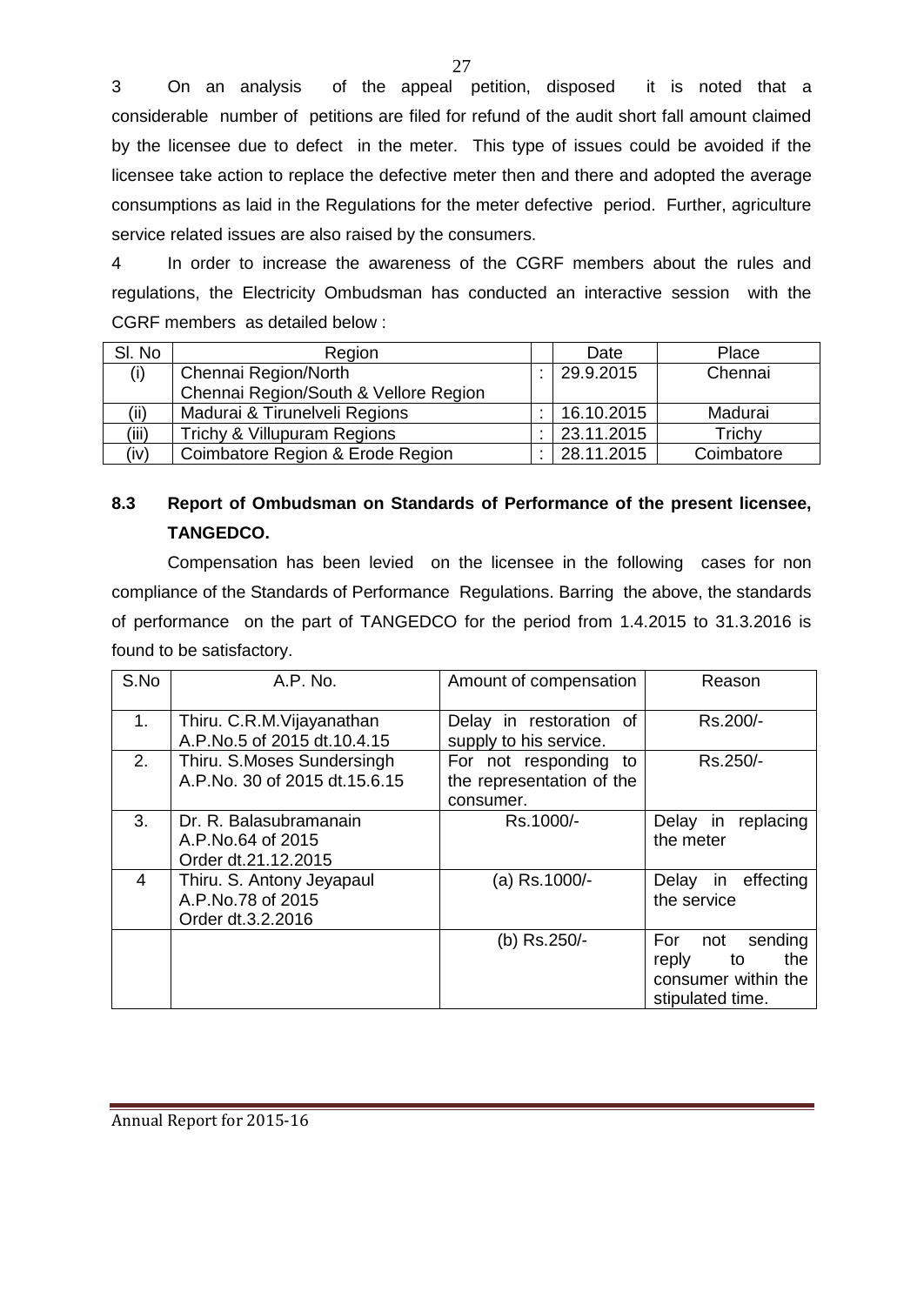3 On an analysis of the appeal petition, disposed it is noted that a considerable number of petitions are filed for refund of the audit short fall amount claimed by the licensee due to defect in the meter. This type of issues could be avoided if the licensee take action to replace the defective meter then and there and adopted the average consumptions as laid in the Regulations for the meter defective period. Further, agriculture service related issues are also raised by the consumers.

4 In order to increase the awareness of the CGRF members about the rules and regulations, the Electricity Ombudsman has conducted an interactive session with the CGRF members as detailed below :

| Sl. No | Region | | Date | Place |
|---|---|---|---|---|
| (i) | Chennai Region/North Chennai Region/South & Vellore Region | : | 29.9.2015 | Chennai |
| (ii) | Madurai & Tirunelveli Regions | : | 16.10.2015 | Madurai |
| (iii) | Trichy & Villupuram Regions | : | 23.11.2015 | Trichy |
| (iv) | Coimbatore Region & Erode Region | : | 28.11.2015 | Coimbatore |

## 8.3 Report of Ombudsman on Standards of Performance of the present licensee, TANGEDCO.

Compensation has been levied on the licensee in the following cases for non compliance of the Standards of Performance Regulations. Barring the above, the standards of performance on the part of TANGEDCO for the period from 1.4.2015 to 31.3.2016 is found to be satisfactory.

| S.No | A.P. No. | Amount of compensation | Reason |
|---|---|---|---|
| 1. | Thiru. C.R.M.Vijayanathan A.P.No.5 of 2015 dt.10.4.15 | Delay in restoration of supply to his service. | Rs.200/- |
| 2. | Thiru. S.Moses Sundersingh A.P.No. 30 of 2015 dt.15.6.15 | For not responding to the representation of the consumer. | Rs.250/- |
| 3. | Dr. R. Balasubramanain A.P.No.64 of 2015 Order dt.21.12.2015 | Rs.1000/- | Delay in replacing the meter |
| 4 | Thiru. S. Antony Jeyapaul A.P.No.78 of 2015 Order dt.3.2.2016 | (a) Rs.1000/- | Delay in effecting the service |
| | | (b) Rs.250/- | For not sending reply to the consumer within the stipulated time. |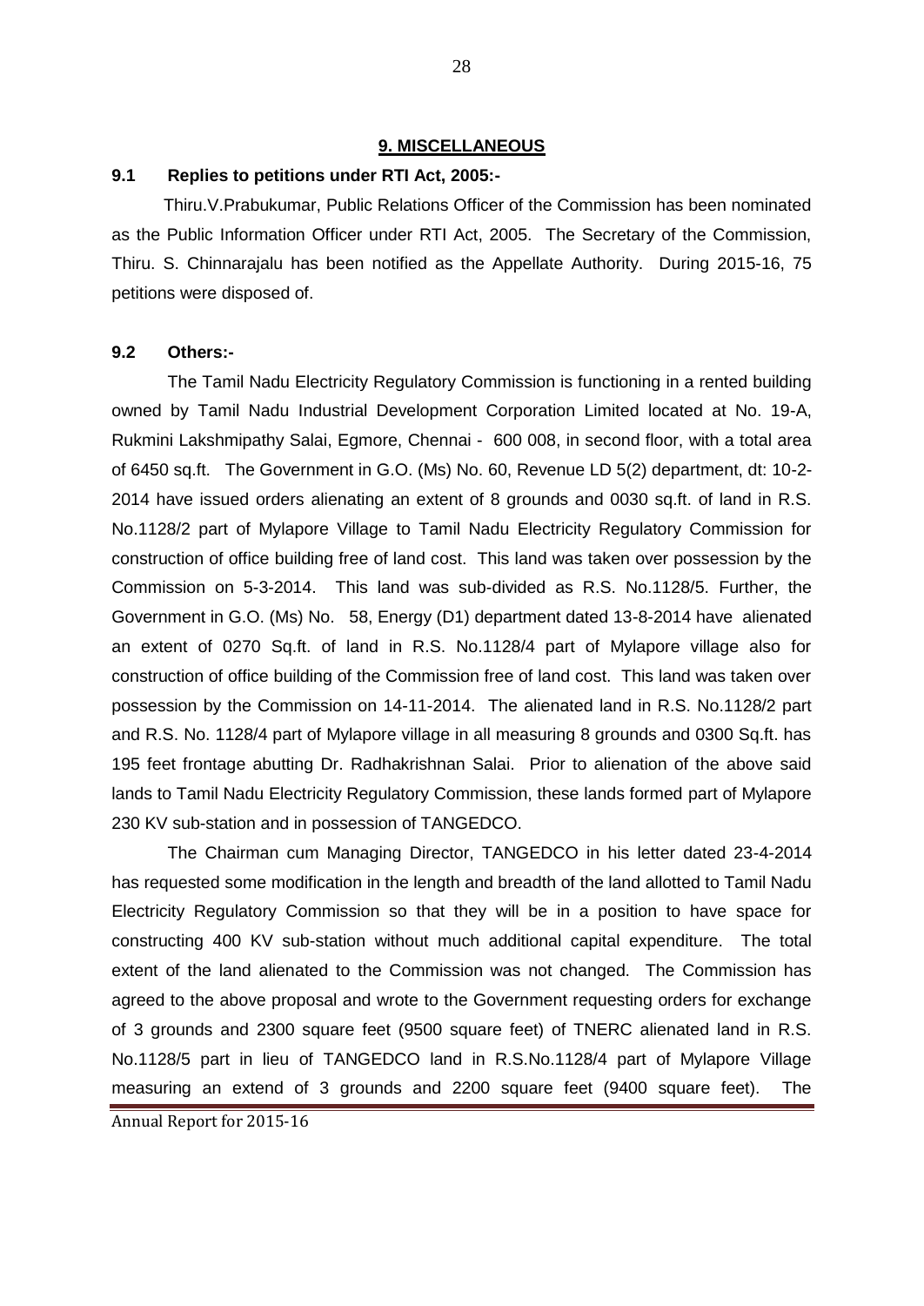## 9. MISCELLANEOUS

### 9.1 Replies to petitions under RTI Act, 2005:-

Thiru.V.Prabukumar, Public Relations Officer of the Commission has been nominated as the Public Information Officer under RTI Act, 2005. The Secretary of the Commission, Thiru. S. Chinnarajalu has been notified as the Appellate Authority. During 2015-16, 75 petitions were disposed of.

### 9.2 Others:-

The Tamil Nadu Electricity Regulatory Commission is functioning in a rented building owned by Tamil Nadu Industrial Development Corporation Limited located at No. 19-A, Rukmini Lakshmipathy Salai, Egmore, Chennai - 600 008, in second floor, with a total area of 6450 sq.ft. The Government in G.O. (Ms) No. 60, Revenue LD 5(2) department, dt: 10-2-2014 have issued orders alienating an extent of 8 grounds and 0030 sq.ft. of land in R.S. No.1128/2 part of Mylapore Village to Tamil Nadu Electricity Regulatory Commission for construction of office building free of land cost. This land was taken over possession by the Commission on 5-3-2014. This land was sub-divided as R.S. No.1128/5. Further, the Government in G.O. (Ms) No. 58, Energy (D1) department dated 13-8-2014 have alienated an extent of 0270 Sq.ft. of land in R.S. No.1128/4 part of Mylapore village also for construction of office building of the Commission free of land cost. This land was taken over possession by the Commission on 14-11-2014. The alienated land in R.S. No.1128/2 part and R.S. No. 1128/4 part of Mylapore village in all measuring 8 grounds and 0300 Sq.ft. has 195 feet frontage abutting Dr. Radhakrishnan Salai. Prior to alienation of the above said lands to Tamil Nadu Electricity Regulatory Commission, these lands formed part of Mylapore 230 KV sub-station and in possession of TANGEDCO.

The Chairman cum Managing Director, TANGEDCO in his letter dated 23-4-2014 has requested some modification in the length and breadth of the land allotted to Tamil Nadu Electricity Regulatory Commission so that they will be in a position to have space for constructing 400 KV sub-station without much additional capital expenditure. The total extent of the land alienated to the Commission was not changed. The Commission has agreed to the above proposal and wrote to the Government requesting orders for exchange of 3 grounds and 2300 square feet (9500 square feet) of TNERC alienated land in R.S. No.1128/5 part in lieu of TANGEDCO land in R.S.No.1128/4 part of Mylapore Village measuring an extend of 3 grounds and 2200 square feet (9400 square feet). The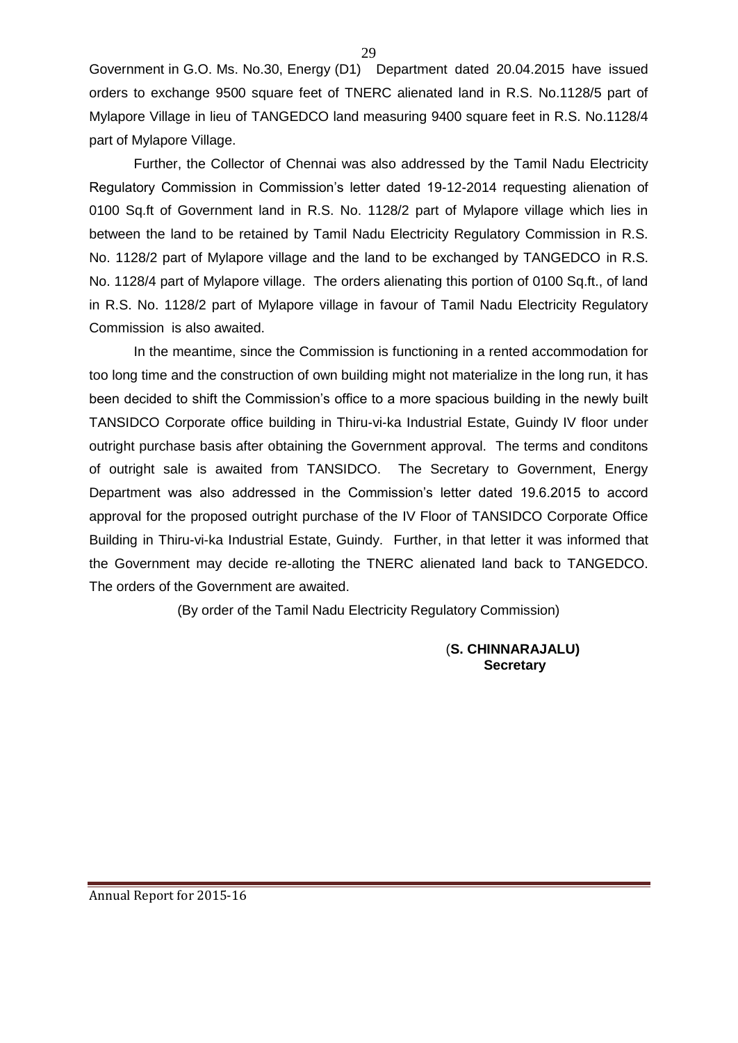Government in G.O. Ms. No.30, Energy (D1) Department dated 20.04.2015 have issued orders to exchange 9500 square feet of TNERC alienated land in R.S. No.1128/5 part of Mylapore Village in lieu of TANGEDCO land measuring 9400 square feet in R.S. No.1128/4 part of Mylapore Village.

Further, the Collector of Chennai was also addressed by the Tamil Nadu Electricity Regulatory Commission in Commission's letter dated 19-12-2014 requesting alienation of 0100 Sq.ft of Government land in R.S. No. 1128/2 part of Mylapore village which lies in between the land to be retained by Tamil Nadu Electricity Regulatory Commission in R.S. No. 1128/2 part of Mylapore village and the land to be exchanged by TANGEDCO in R.S. No. 1128/4 part of Mylapore village. The orders alienating this portion of 0100 Sq.ft., of land in R.S. No. 1128/2 part of Mylapore village in favour of Tamil Nadu Electricity Regulatory Commission is also awaited.

In the meantime, since the Commission is functioning in a rented accommodation for too long time and the construction of own building might not materialize in the long run, it has been decided to shift the Commission's office to a more spacious building in the newly built TANSIDCO Corporate office building in Thiru-vi-ka Industrial Estate, Guindy IV floor under outright purchase basis after obtaining the Government approval. The terms and conditons of outright sale is awaited from TANSIDCO. The Secretary to Government, Energy Department was also addressed in the Commission's letter dated 19.6.2015 to accord approval for the proposed outright purchase of the IV Floor of TANSIDCO Corporate Office Building in Thiru-vi-ka Industrial Estate, Guindy. Further, in that letter it was informed that the Government may decide re-alloting the TNERC alienated land back to TANGEDCO. The orders of the Government are awaited.

(By order of the Tamil Nadu Electricity Regulatory Commission)

**(S. CHINNARAJALU)**
**Secretary**